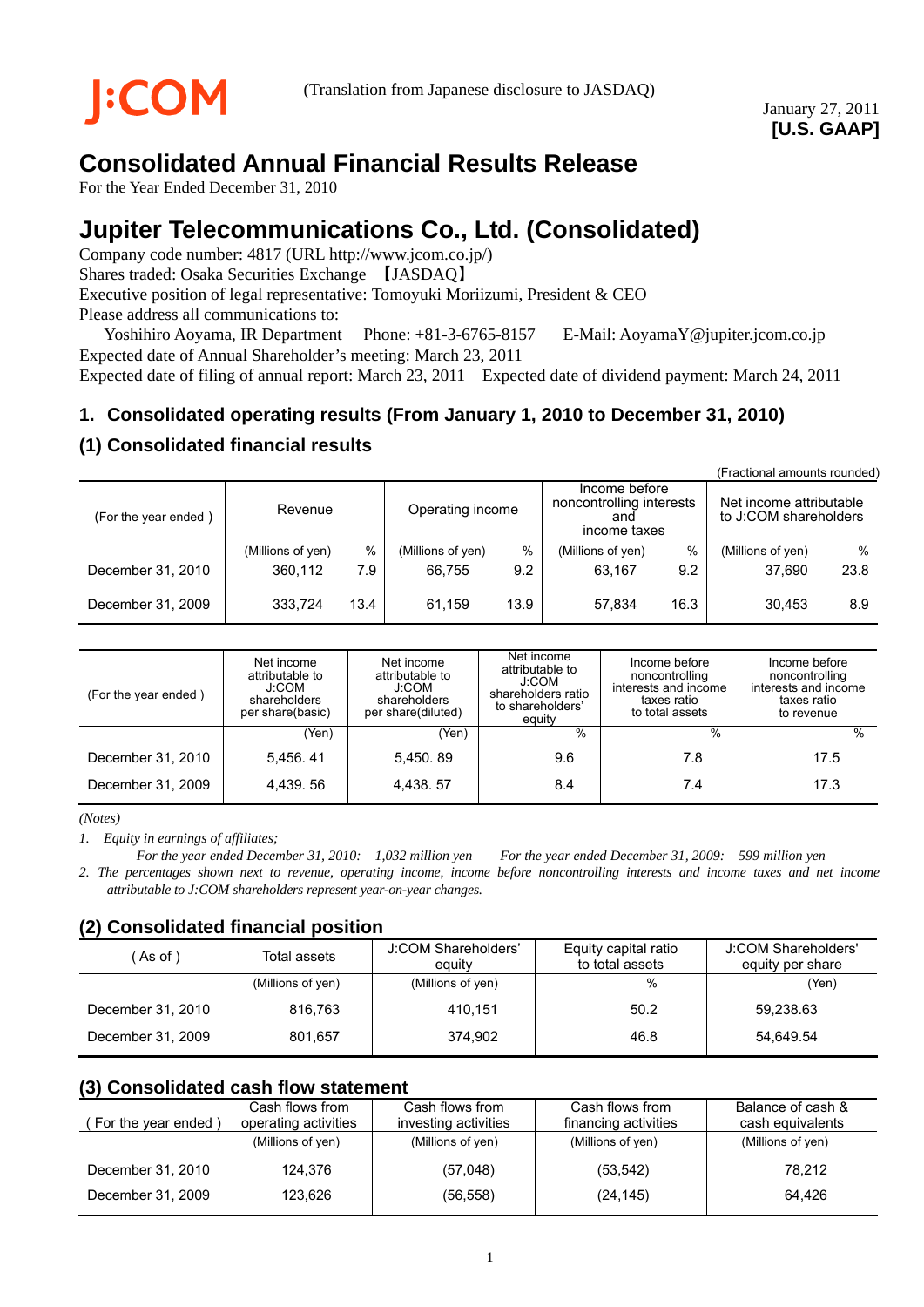J:COM

(Translation from Japanese disclosure to JASDAQ)

January 27, 2011
**[U.S. GAAP]**

# Consolidated Annual Financial Results Release

For the Year Ended December 31, 2010

# Jupiter Telecommunications Co., Ltd. (Consolidated)

Company code number: 4817 (URL http://www.jcom.co.jp/)
Shares traded: Osaka Securities Exchange 【JASDAQ】
Executive position of legal representative: Tomoyuki Moriizumi, President & CEO
Please address all communications to:
Yoshihiro Aoyama, IR Department Phone: +81-3-6765-8157 E-Mail: AoyamaY@jupiter.jcom.co.jp
Expected date of Annual Shareholder's meeting: March 23, 2011
Expected date of filing of annual report: March 23, 2011 Expected date of dividend payment: March 24, 2011

## 1. Consolidated operating results (From January 1, 2010 to December 31, 2010)

### (1) Consolidated financial results

(Fractional amounts rounded)

| (For the year ended ) | Revenue | | Operating income | | Income before noncontrolling interests and income taxes | | Net income attributable to J:COM shareholders | |
|---|---|---|---|---|---|---|---|---|
| | (Millions of yen) | % | (Millions of yen) | % | (Millions of yen) | % | (Millions of yen) | % |
| December 31, 2010 | 360,112 | 7.9 | 66,755 | 9.2 | 63,167 | 9.2 | 37,690 | 23.8 |
| December 31, 2009 | 333,724 | 13.4 | 61,159 | 13.9 | 57,834 | 16.3 | 30,453 | 8.9 |

| (For the year ended ) | Net income attributable to J:COM shareholders per share(basic) | Net income attributable to J:COM shareholders per share(diluted) | Net income attributable to J:COM shareholders ratio to shareholders' equity | Income before noncontrolling interests and income taxes ratio to total assets | Income before noncontrolling interests and income taxes ratio to revenue |
|---|---|---|---|---|---|
| | (Yen) | (Yen) | % | % | % |
| December 31, 2010 | 5,456. 41 | 5,450. 89 | 9.6 | 7.8 | 17.5 |
| December 31, 2009 | 4,439. 56 | 4,438. 57 | 8.4 | 7.4 | 17.3 |

*(Notes)*

*1. Equity in earnings of affiliates;*
*For the year ended December 31, 2010: 1,032 million yen For the year ended December 31, 2009: 599 million yen*

*2. The percentages shown next to revenue, operating income, income before noncontrolling interests and income taxes and net income attributable to J:COM shareholders represent year-on-year changes.*

### (2) Consolidated financial position

| ( As of ) | Total assets | J:COM Shareholders' equity | Equity capital ratio to total assets | J:COM Shareholders' equity per share |
|---|---|---|---|---|
| | (Millions of yen) | (Millions of yen) | % | (Yen) |
| December 31, 2010 | 816,763 | 410,151 | 50.2 | 59,238.63 |
| December 31, 2009 | 801,657 | 374,902 | 46.8 | 54,649.54 |

### (3) Consolidated cash flow statement

| ( For the year ended ) | Cash flows from operating activities | Cash flows from investing activities | Cash flows from financing activities | Balance of cash & cash equivalents |
|---|---|---|---|---|
| | (Millions of yen) | (Millions of yen) | (Millions of yen) | (Millions of yen) |
| December 31, 2010 | 124,376 | (57,048) | (53,542) | 78,212 |
| December 31, 2009 | 123,626 | (56,558) | (24,145) | 64,426 |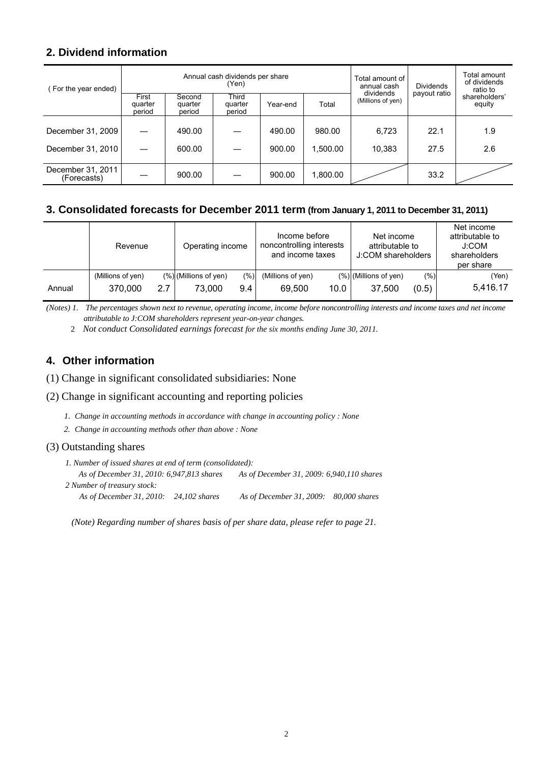## 2. Dividend information

| (For the year ended) | Annual cash dividends per share (Yen) | | | | | Total amount of annual cash dividends (Millions of yen) | Dividends payout ratio | Total amount of dividends ratio to shareholders' equity |
|---|---|---|---|---|---|---|---|---|
| | First quarter period | Second quarter period | Third quarter period | Year-end | Total | | | |
| December 31, 2009 | — | 490.00 | — | 490.00 | 980.00 | 6,723 | 22.1 | 1.9 |
| December 31, 2010 | — | 600.00 | — | 900.00 | 1,500.00 | 10,383 | 27.5 | 2.6 |
| December 31, 2011 (Forecasts) | — | 900.00 | — | 900.00 | 1,800.00 | | 33.2 | |

## 3. Consolidated forecasts for December 2011 term (from January 1, 2011 to December 31, 2011)

| | Revenue | | Operating income | | Income before noncontrolling interests and income taxes | | Net income attributable to J:COM shareholders | | Net income attributable to J:COM shareholders per share |
|---|---|---|---|---|---|---|---|---|---|
| | (Millions of yen) | (%) | (Millions of yen) | (%) | (Millions of yen) | (%) | (Millions of yen) | (%) | (Yen) |
| Annual | 370,000 | 2.7 | 73,000 | 9.4 | 69,500 | 10.0 | 37,500 | (0.5) | 5,416.17 |

*(Notes) 1. The percentages shown next to revenue, operating income, income before noncontrolling interests and income taxes and net income attributable to J:COM shareholders represent year-on-year changes.*

*2 Not conduct Consolidated earnings forecast for the six months ending June 30, 2011.*

## 4. Other information

(1) Change in significant consolidated subsidiaries: None

(2) Change in significant accounting and reporting policies

*1. Change in accounting methods in accordance with change in accounting policy : None*

*2. Change in accounting methods other than above : None*

(3) Outstanding shares

*1. Number of issued shares at end of term (consolidated):*
*As of December 31, 2010: 6,947,813 shares　　As of December 31, 2009: 6,940,110 shares*

*2 Number of treasury stock:*
*As of December 31, 2010: 24,102 shares　　As of December 31, 2009: 80,000 shares*

*(Note) Regarding number of shares basis of per share data, please refer to page 21.*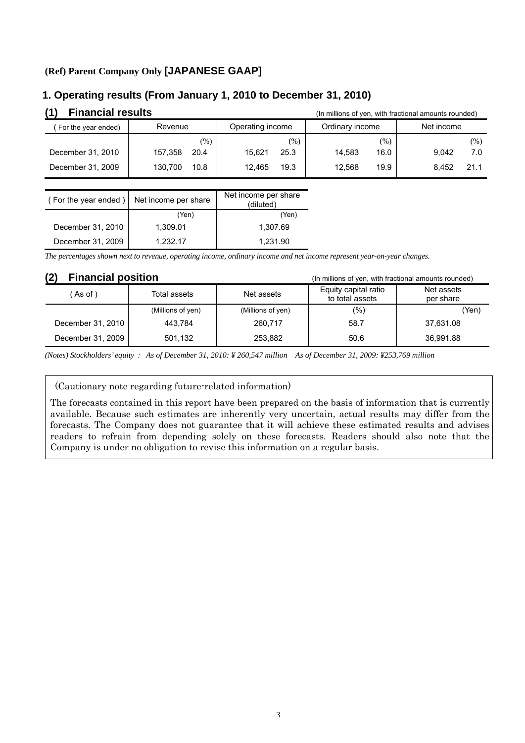## (Ref) Parent Company Only [JAPANESE GAAP]

## 1. Operating results (From January 1, 2010 to December 31, 2010)

### (1) Financial results

(In millions of yen, with fractional amounts rounded)

| ( For the year ended) | Revenue | | Operating income | | Ordinary income | | Net income | |
|---|---|---|---|---|---|---|---|---|
| | | (%) | | (%) | | (%) | | (%) |
| December 31, 2010 | 157,358 | 20.4 | 15,621 | 25.3 | 14,583 | 16.0 | 9,042 | 7.0 |
| December 31, 2009 | 130,700 | 10.8 | 12,465 | 19.3 | 12,568 | 19.9 | 8,452 | 21.1 |

| ( For the year ended ) | Net income per share | Net income per share (diluted) |
|---|---|---|
| | (Yen) | (Yen) |
| December 31, 2010 | 1,309.01 | 1,307.69 |
| December 31, 2009 | 1,232.17 | 1,231.90 |

*The percentages shown next to revenue, operating income, ordinary income and net income represent year-on-year changes.*

### (2) Financial position

(In millions of yen, with fractional amounts rounded)

| ( As of ) | Total assets | Net assets | Equity capital ratio to total assets | Net assets per share |
|---|---|---|---|---|
| | (Millions of yen) | (Millions of yen) | (%) | (Yen) |
| December 31, 2010 | 443,784 | 260,717 | 58.7 | 37,631.08 |
| December 31, 2009 | 501,132 | 253,882 | 50.6 | 36,991.88 |

*(Notes) Stockholders' equity： As of December 31, 2010: ¥ 260,547 million　As of December 31, 2009: ¥253,769 million*

(Cautionary note regarding future-related information)

The forecasts contained in this report have been prepared on the basis of information that is currently available. Because such estimates are inherently very uncertain, actual results may differ from the forecasts. The Company does not guarantee that it will achieve these estimated results and advises readers to refrain from depending solely on these forecasts. Readers should also note that the Company is under no obligation to revise this information on a regular basis.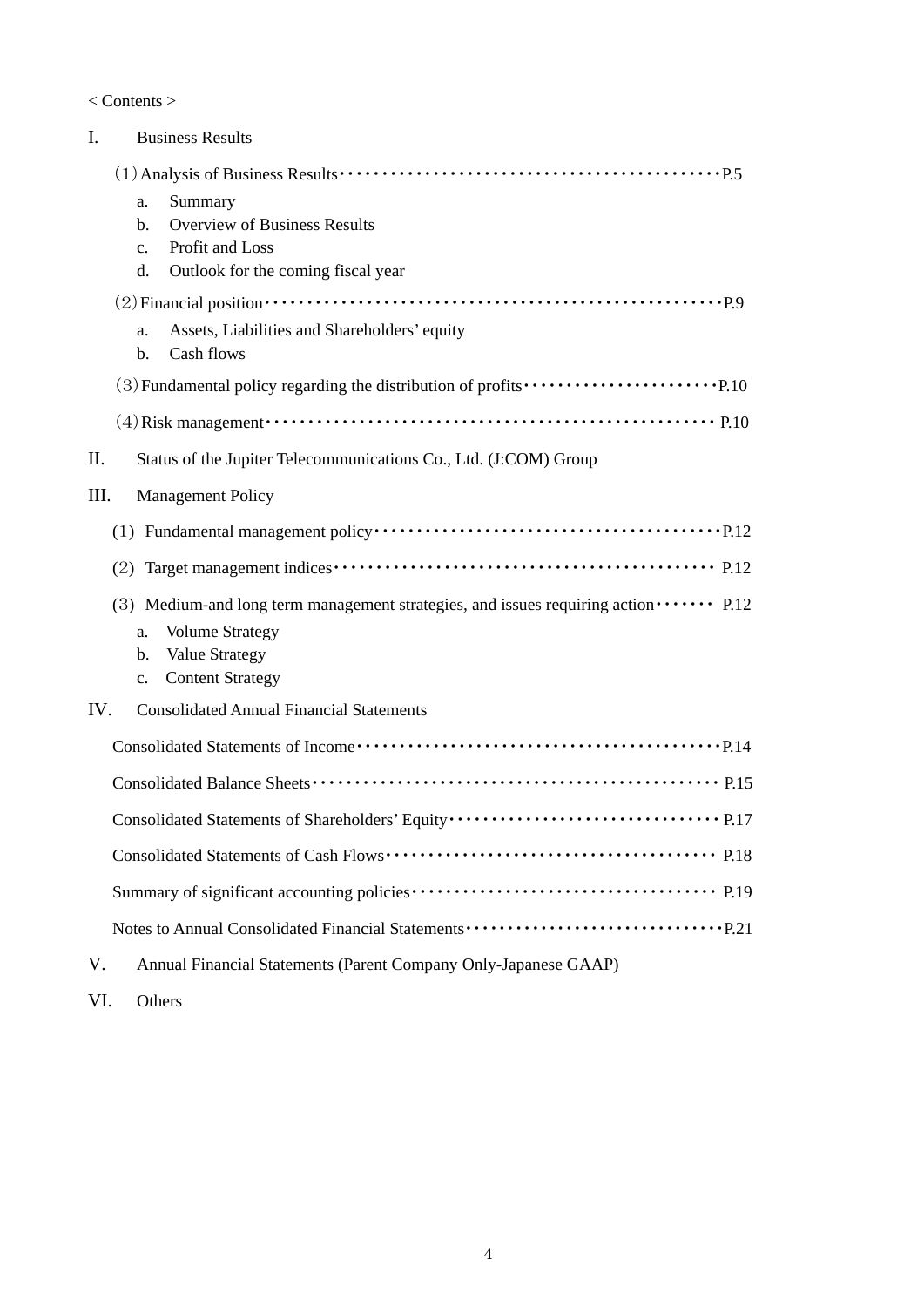< Contents >

I. Business Results

(1) Analysis of Business Results・・・・・・・・・・・・・・・・・・・・・・・・・・・・・・・・・・・・・・・・・・・・P.5

a. Summary
b. Overview of Business Results
c. Profit and Loss
d. Outlook for the coming fiscal year

(2) Financial position・・・・・・・・・・・・・・・・・・・・・・・・・・・・・・・・・・・・・・・・・・・・・・・・・・・・P.9

a. Assets, Liabilities and Shareholders' equity
b. Cash flows

(3) Fundamental policy regarding the distribution of profits・・・・・・・・・・・・・・・・・・・・・・・P.10

(4) Risk management・・・・・・・・・・・・・・・・・・・・・・・・・・・・・・・・・・・・・・・・・・・・・・・・・・・・ P.10

II. Status of the Jupiter Telecommunications Co., Ltd. (J:COM) Group

III. Management Policy

(1) Fundamental management policy・・・・・・・・・・・・・・・・・・・・・・・・・・・・・・・・・・・・・・・・P.12

(2) Target management indices・・・・・・・・・・・・・・・・・・・・・・・・・・・・・・・・・・・・・・・・・・・・・ P.12

(3) Medium-and long term management strategies, and issues requiring action・・・・・・・ P.12

a. Volume Strategy
b. Value Strategy
c. Content Strategy

IV. Consolidated Annual Financial Statements

Consolidated Statements of Income・・・・・・・・・・・・・・・・・・・・・・・・・・・・・・・・・・・・・・・・・P.14

Consolidated Balance Sheets・・・・・・・・・・・・・・・・・・・・・・・・・・・・・・・・・・・・・・・・・・・・・・・ P.15

Consolidated Statements of Shareholders' Equity・・・・・・・・・・・・・・・・・・・・・・・・・・・・・・・ P.17

Consolidated Statements of Cash Flows・・・・・・・・・・・・・・・・・・・・・・・・・・・・・・・・・・・・・・ P.18

Summary of significant accounting policies・・・・・・・・・・・・・・・・・・・・・・・・・・・・・・・・・・ P.19

Notes to Annual Consolidated Financial Statements・・・・・・・・・・・・・・・・・・・・・・・・・・・・・P.21

V. Annual Financial Statements (Parent Company Only-Japanese GAAP)

VI. Others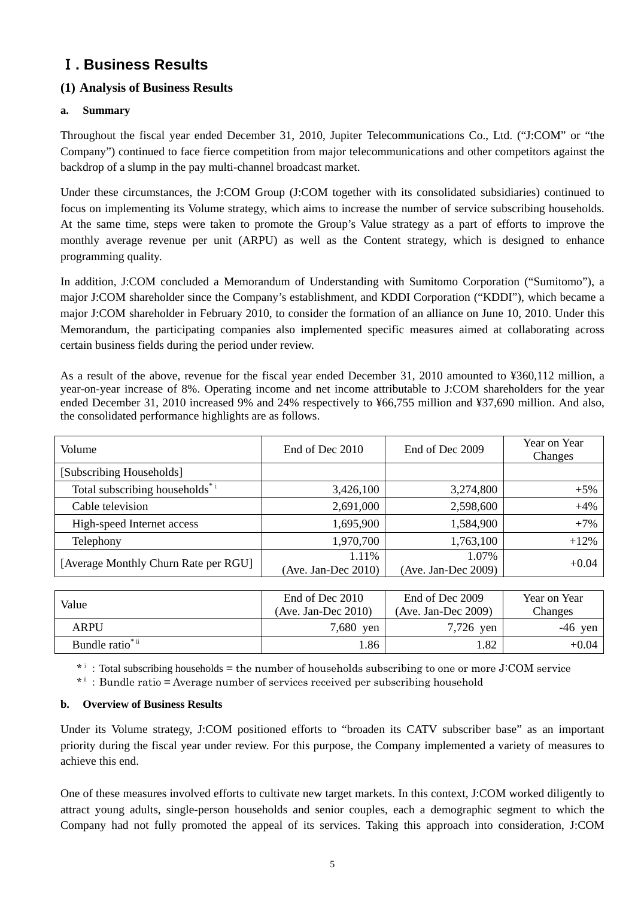# Ⅰ. Business Results

## (1) Analysis of Business Results

### a. Summary

Throughout the fiscal year ended December 31, 2010, Jupiter Telecommunications Co., Ltd. (“J:COM” or “the Company”) continued to face fierce competition from major telecommunications and other competitors against the backdrop of a slump in the pay multi-channel broadcast market.

Under these circumstances, the J:COM Group (J:COM together with its consolidated subsidiaries) continued to focus on implementing its Volume strategy, which aims to increase the number of service subscribing households. At the same time, steps were taken to promote the Group’s Value strategy as a part of efforts to improve the monthly average revenue per unit (ARPU) as well as the Content strategy, which is designed to enhance programming quality.

In addition, J:COM concluded a Memorandum of Understanding with Sumitomo Corporation (“Sumitomo”), a major J:COM shareholder since the Company’s establishment, and KDDI Corporation (“KDDI”), which became a major J:COM shareholder in February 2010, to consider the formation of an alliance on June 10, 2010. Under this Memorandum, the participating companies also implemented specific measures aimed at collaborating across certain business fields during the period under review.

As a result of the above, revenue for the fiscal year ended December 31, 2010 amounted to ¥360,112 million, a year-on-year increase of 8%. Operating income and net income attributable to J:COM shareholders for the year ended December 31, 2010 increased 9% and 24% respectively to ¥66,755 million and ¥37,690 million. And also, the consolidated performance highlights are as follows.

| Volume | End of Dec 2010 | End of Dec 2009 | Year on Year Changes |
|---|---|---|---|
| [Subscribing Households] | | | |
| Total subscribing households*[i] | 3,426,100 | 3,274,800 | +5% |
| Cable television | 2,691,000 | 2,598,600 | +4% |
| High-speed Internet access | 1,695,900 | 1,584,900 | +7% |
| Telephony | 1,970,700 | 1,763,100 | +12% |
| [Average Monthly Churn Rate per RGU] | 1.11% (Ave. Jan-Dec 2010) | 1.07% (Ave. Jan-Dec 2009) | +0.04 |

| Value | End of Dec 2010 (Ave. Jan-Dec 2010) | End of Dec 2009 (Ave. Jan-Dec 2009) | Year on Year Changes |
|---|---|---|---|
| ARPU | 7,680 yen | 7,726 yen | -46 yen |
| Bundle ratio*[ii] | 1.86 | 1.82 | +0.04 |

*[i] : Total subscribing households = the number of households subscribing to one or more J:COM service

*[ii] : Bundle ratio = Average number of services received per subscribing household

### b. Overview of Business Results

Under its Volume strategy, J:COM positioned efforts to “broaden its CATV subscriber base” as an important priority during the fiscal year under review. For this purpose, the Company implemented a variety of measures to achieve this end.

One of these measures involved efforts to cultivate new target markets. In this context, J:COM worked diligently to attract young adults, single-person households and senior couples, each a demographic segment to which the Company had not fully promoted the appeal of its services. Taking this approach into consideration, J:COM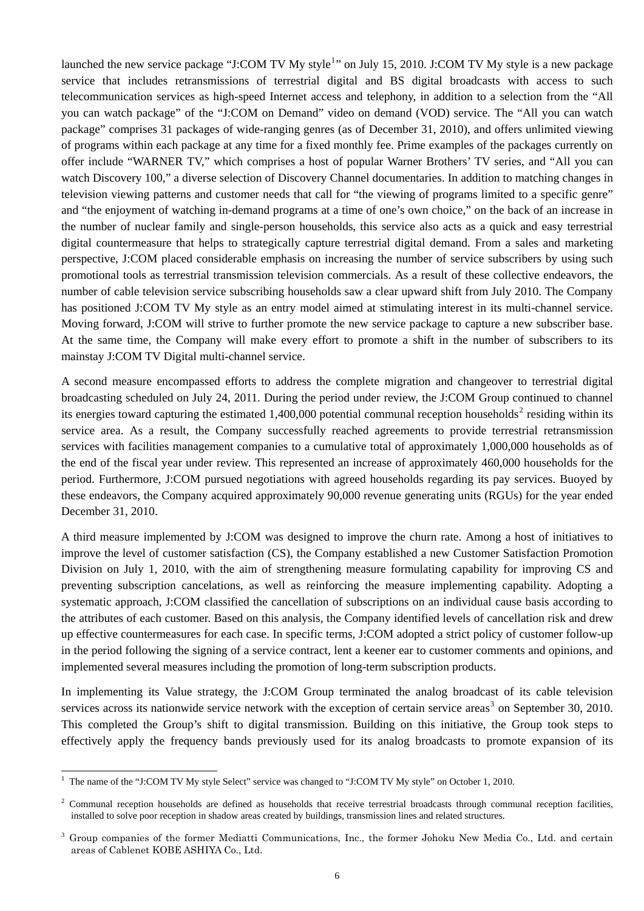launched the new service package "J:COM TV My style[1]" on July 15, 2010. J:COM TV My style is a new package service that includes retransmissions of terrestrial digital and BS digital broadcasts with access to such telecommunication services as high-speed Internet access and telephony, in addition to a selection from the "All you can watch package" of the "J:COM on Demand" video on demand (VOD) service. The "All you can watch package" comprises 31 packages of wide-ranging genres (as of December 31, 2010), and offers unlimited viewing of programs within each package at any time for a fixed monthly fee. Prime examples of the packages currently on offer include "WARNER TV," which comprises a host of popular Warner Brothers' TV series, and "All you can watch Discovery 100," a diverse selection of Discovery Channel documentaries. In addition to matching changes in television viewing patterns and customer needs that call for "the viewing of programs limited to a specific genre" and "the enjoyment of watching in-demand programs at a time of one's own choice," on the back of an increase in the number of nuclear family and single-person households, this service also acts as a quick and easy terrestrial digital countermeasure that helps to strategically capture terrestrial digital demand. From a sales and marketing perspective, J:COM placed considerable emphasis on increasing the number of service subscribers by using such promotional tools as terrestrial transmission television commercials. As a result of these collective endeavors, the number of cable television service subscribing households saw a clear upward shift from July 2010. The Company has positioned J:COM TV My style as an entry model aimed at stimulating interest in its multi-channel service. Moving forward, J:COM will strive to further promote the new service package to capture a new subscriber base. At the same time, the Company will make every effort to promote a shift in the number of subscribers to its mainstay J:COM TV Digital multi-channel service.

A second measure encompassed efforts to address the complete migration and changeover to terrestrial digital broadcasting scheduled on July 24, 2011. During the period under review, the J:COM Group continued to channel its energies toward capturing the estimated 1,400,000 potential communal reception households[2] residing within its service area. As a result, the Company successfully reached agreements to provide terrestrial retransmission services with facilities management companies to a cumulative total of approximately 1,000,000 households as of the end of the fiscal year under review. This represented an increase of approximately 460,000 households for the period. Furthermore, J:COM pursued negotiations with agreed households regarding its pay services. Buoyed by these endeavors, the Company acquired approximately 90,000 revenue generating units (RGUs) for the year ended December 31, 2010.

A third measure implemented by J:COM was designed to improve the churn rate. Among a host of initiatives to improve the level of customer satisfaction (CS), the Company established a new Customer Satisfaction Promotion Division on July 1, 2010, with the aim of strengthening measure formulating capability for improving CS and preventing subscription cancelations, as well as reinforcing the measure implementing capability. Adopting a systematic approach, J:COM classified the cancellation of subscriptions on an individual cause basis according to the attributes of each customer. Based on this analysis, the Company identified levels of cancellation risk and drew up effective countermeasures for each case. In specific terms, J:COM adopted a strict policy of customer follow-up in the period following the signing of a service contract, lent a keener ear to customer comments and opinions, and implemented several measures including the promotion of long-term subscription products.

In implementing its Value strategy, the J:COM Group terminated the analog broadcast of its cable television services across its nationwide service network with the exception of certain service areas[3] on September 30, 2010. This completed the Group's shift to digital transmission. Building on this initiative, the Group took steps to effectively apply the frequency bands previously used for its analog broadcasts to promote expansion of its

---

[1] The name of the "J:COM TV My style Select" service was changed to "J:COM TV My style" on October 1, 2010.

[2] Communal reception households are defined as households that receive terrestrial broadcasts through communal reception facilities, installed to solve poor reception in shadow areas created by buildings, transmission lines and related structures.

[3] Group companies of the former Mediatti Communications, Inc., the former Johoku New Media Co., Ltd. and certain areas of Cablenet KOBE ASHIYA Co., Ltd.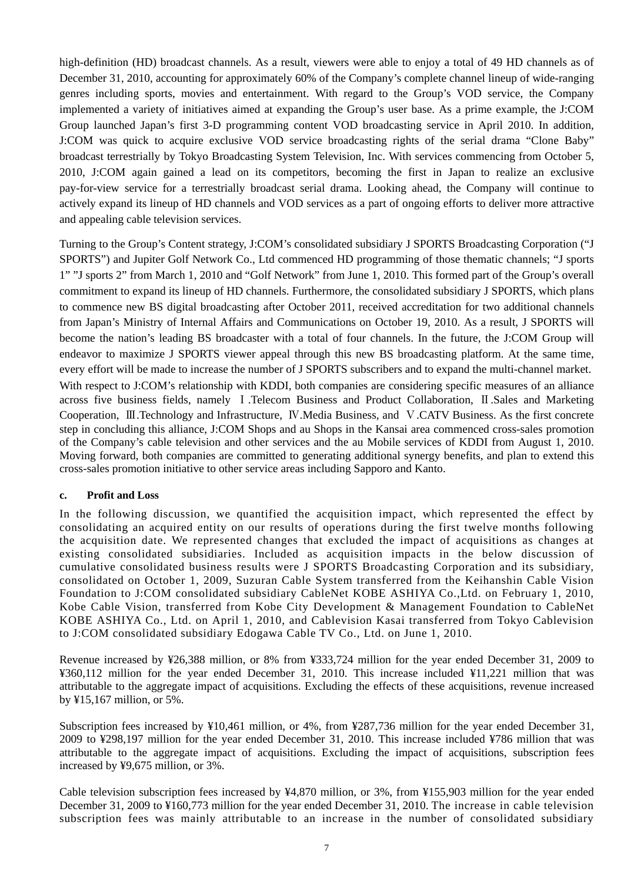high-definition (HD) broadcast channels. As a result, viewers were able to enjoy a total of 49 HD channels as of December 31, 2010, accounting for approximately 60% of the Company's complete channel lineup of wide-ranging genres including sports, movies and entertainment. With regard to the Group's VOD service, the Company implemented a variety of initiatives aimed at expanding the Group's user base. As a prime example, the J:COM Group launched Japan's first 3-D programming content VOD broadcasting service in April 2010. In addition, J:COM was quick to acquire exclusive VOD service broadcasting rights of the serial drama "Clone Baby" broadcast terrestrially by Tokyo Broadcasting System Television, Inc. With services commencing from October 5, 2010, J:COM again gained a lead on its competitors, becoming the first in Japan to realize an exclusive pay-for-view service for a terrestrially broadcast serial drama. Looking ahead, the Company will continue to actively expand its lineup of HD channels and VOD services as a part of ongoing efforts to deliver more attractive and appealing cable television services.

Turning to the Group's Content strategy, J:COM's consolidated subsidiary J SPORTS Broadcasting Corporation ("J SPORTS") and Jupiter Golf Network Co., Ltd commenced HD programming of those thematic channels; "J sports 1" "J sports 2" from March 1, 2010 and "Golf Network" from June 1, 2010. This formed part of the Group's overall commitment to expand its lineup of HD channels. Furthermore, the consolidated subsidiary J SPORTS, which plans to commence new BS digital broadcasting after October 2011, received accreditation for two additional channels from Japan's Ministry of Internal Affairs and Communications on October 19, 2010. As a result, J SPORTS will become the nation's leading BS broadcaster with a total of four channels. In the future, the J:COM Group will endeavor to maximize J SPORTS viewer appeal through this new BS broadcasting platform. At the same time, every effort will be made to increase the number of J SPORTS subscribers and to expand the multi-channel market.
With respect to J:COM's relationship with KDDI, both companies are considering specific measures of an alliance across five business fields, namely Ⅰ.Telecom Business and Product Collaboration, Ⅱ.Sales and Marketing Cooperation, Ⅲ.Technology and Infrastructure, Ⅳ.Media Business, and Ⅴ.CATV Business. As the first concrete step in concluding this alliance, J:COM Shops and au Shops in the Kansai area commenced cross-sales promotion of the Company's cable television and other services and the au Mobile services of KDDI from August 1, 2010. Moving forward, both companies are committed to generating additional synergy benefits, and plan to extend this cross-sales promotion initiative to other service areas including Sapporo and Kanto.

**c. Profit and Loss**

In the following discussion, we quantified the acquisition impact, which represented the effect by consolidating an acquired entity on our results of operations during the first twelve months following the acquisition date. We represented changes that excluded the impact of acquisitions as changes at existing consolidated subsidiaries. Included as acquisition impacts in the below discussion of cumulative consolidated business results were J SPORTS Broadcasting Corporation and its subsidiary, consolidated on October 1, 2009, Suzuran Cable System transferred from the Keihanshin Cable Vision Foundation to J:COM consolidated subsidiary CableNet KOBE ASHIYA Co.,Ltd. on February 1, 2010, Kobe Cable Vision, transferred from Kobe City Development & Management Foundation to CableNet KOBE ASHIYA Co., Ltd. on April 1, 2010, and Cablevision Kasai transferred from Tokyo Cablevision to J:COM consolidated subsidiary Edogawa Cable TV Co., Ltd. on June 1, 2010.

Revenue increased by ¥26,388 million, or 8% from ¥333,724 million for the year ended December 31, 2009 to ¥360,112 million for the year ended December 31, 2010. This increase included ¥11,221 million that was attributable to the aggregate impact of acquisitions. Excluding the effects of these acquisitions, revenue increased by ¥15,167 million, or 5%.

Subscription fees increased by ¥10,461 million, or 4%, from ¥287,736 million for the year ended December 31, 2009 to ¥298,197 million for the year ended December 31, 2010. This increase included ¥786 million that was attributable to the aggregate impact of acquisitions. Excluding the impact of acquisitions, subscription fees increased by ¥9,675 million, or 3%.

Cable television subscription fees increased by ¥4,870 million, or 3%, from ¥155,903 million for the year ended December 31, 2009 to ¥160,773 million for the year ended December 31, 2010. The increase in cable television subscription fees was mainly attributable to an increase in the number of consolidated subsidiary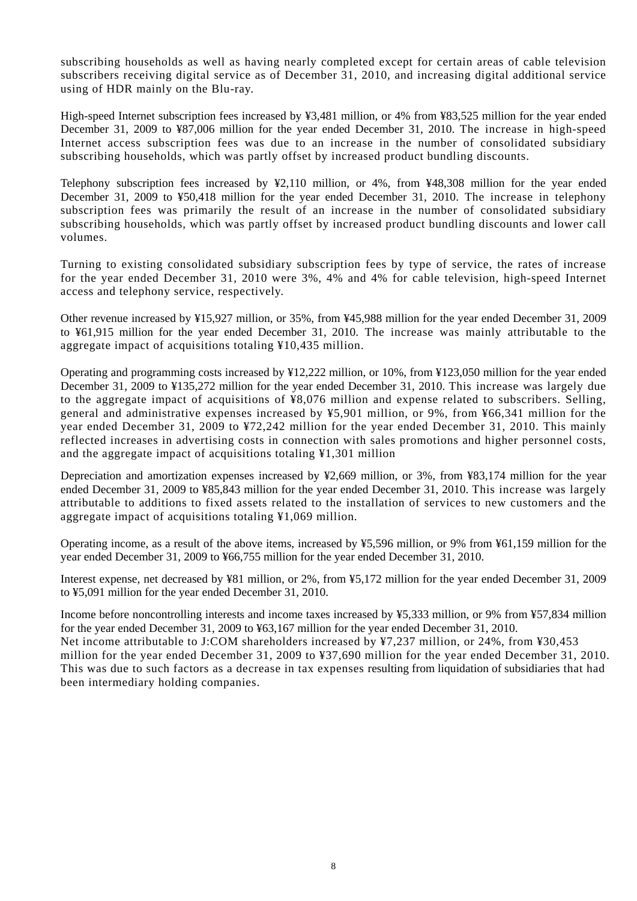subscribing households as well as having nearly completed except for certain areas of cable television subscribers receiving digital service as of December 31, 2010, and increasing digital additional service using of HDR mainly on the Blu-ray.

High-speed Internet subscription fees increased by ¥3,481 million, or 4% from ¥83,525 million for the year ended December 31, 2009 to ¥87,006 million for the year ended December 31, 2010. The increase in high-speed Internet access subscription fees was due to an increase in the number of consolidated subsidiary subscribing households, which was partly offset by increased product bundling discounts.

Telephony subscription fees increased by ¥2,110 million, or 4%, from ¥48,308 million for the year ended December 31, 2009 to ¥50,418 million for the year ended December 31, 2010. The increase in telephony subscription fees was primarily the result of an increase in the number of consolidated subsidiary subscribing households, which was partly offset by increased product bundling discounts and lower call volumes.

Turning to existing consolidated subsidiary subscription fees by type of service, the rates of increase for the year ended December 31, 2010 were 3%, 4% and 4% for cable television, high-speed Internet access and telephony service, respectively.

Other revenue increased by ¥15,927 million, or 35%, from ¥45,988 million for the year ended December 31, 2009 to ¥61,915 million for the year ended December 31, 2010. The increase was mainly attributable to the aggregate impact of acquisitions totaling ¥10,435 million.

Operating and programming costs increased by ¥12,222 million, or 10%, from ¥123,050 million for the year ended December 31, 2009 to ¥135,272 million for the year ended December 31, 2010. This increase was largely due to the aggregate impact of acquisitions of ¥8,076 million and expense related to subscribers. Selling, general and administrative expenses increased by ¥5,901 million, or 9%, from ¥66,341 million for the year ended December 31, 2009 to ¥72,242 million for the year ended December 31, 2010. This mainly reflected increases in advertising costs in connection with sales promotions and higher personnel costs, and the aggregate impact of acquisitions totaling ¥1,301 million

Depreciation and amortization expenses increased by ¥2,669 million, or 3%, from ¥83,174 million for the year ended December 31, 2009 to ¥85,843 million for the year ended December 31, 2010. This increase was largely attributable to additions to fixed assets related to the installation of services to new customers and the aggregate impact of acquisitions totaling ¥1,069 million.

Operating income, as a result of the above items, increased by ¥5,596 million, or 9% from ¥61,159 million for the year ended December 31, 2009 to ¥66,755 million for the year ended December 31, 2010.

Interest expense, net decreased by ¥81 million, or 2%, from ¥5,172 million for the year ended December 31, 2009 to ¥5,091 million for the year ended December 31, 2010.

Income before noncontrolling interests and income taxes increased by ¥5,333 million, or 9% from ¥57,834 million for the year ended December 31, 2009 to ¥63,167 million for the year ended December 31, 2010.
Net income attributable to J:COM shareholders increased by ¥7,237 million, or 24%, from ¥30,453 million for the year ended December 31, 2009 to ¥37,690 million for the year ended December 31, 2010. This was due to such factors as a decrease in tax expenses resulting from liquidation of subsidiaries that had been intermediary holding companies.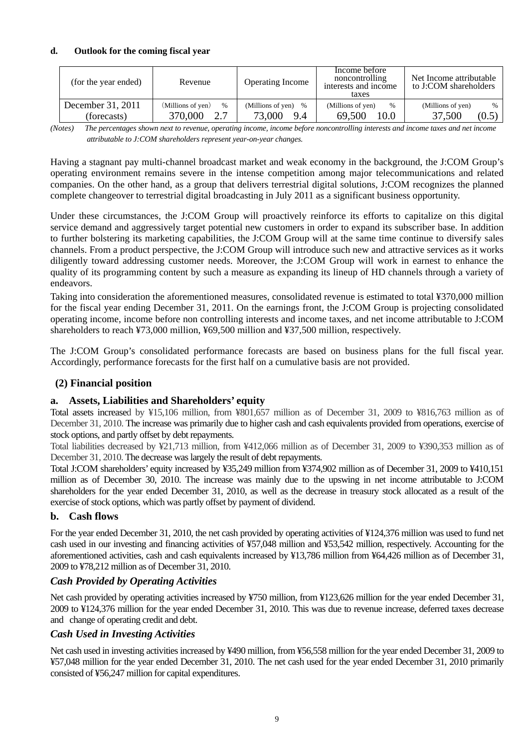**d. Outlook for the coming fiscal year**

| (for the year ended) | Revenue | | Operating Income | | Income before noncontrolling interests and income taxes | | Net Income attributable to J:COM shareholders | |
|---|---|---|---|---|---|---|---|---|
| | (Millions of yen) | % | (Millions of yen) | % | (Millions of yen) | % | (Millions of yen) | % |
| December 31, 2011 (forecasts) | 370,000 | 2.7 | 73,000 | 9.4 | 69,500 | 10.0 | 37,500 | (0.5) |

*(Notes) The percentages shown next to revenue, operating income, income before noncontrolling interests and income taxes and net income attributable to J:COM shareholders represent year-on-year changes.*

Having a stagnant pay multi-channel broadcast market and weak economy in the background, the J:COM Group's operating environment remains severe in the intense competition among major telecommunications and related companies. On the other hand, as a group that delivers terrestrial digital solutions, J:COM recognizes the planned complete changeover to terrestrial digital broadcasting in July 2011 as a significant business opportunity.

Under these circumstances, the J:COM Group will proactively reinforce its efforts to capitalize on this digital service demand and aggressively target potential new customers in order to expand its subscriber base. In addition to further bolstering its marketing capabilities, the J:COM Group will at the same time continue to diversify sales channels. From a product perspective, the J:COM Group will introduce such new and attractive services as it works diligently toward addressing customer needs. Moreover, the J:COM Group will work in earnest to enhance the quality of its programming content by such a measure as expanding its lineup of HD channels through a variety of endeavors.

Taking into consideration the aforementioned measures, consolidated revenue is estimated to total ¥370,000 million for the fiscal year ending December 31, 2011. On the earnings front, the J:COM Group is projecting consolidated operating income, income before non controlling interests and income taxes, and net income attributable to J:COM shareholders to reach ¥73,000 million, ¥69,500 million and ¥37,500 million, respectively.

The J:COM Group's consolidated performance forecasts are based on business plans for the full fiscal year. Accordingly, performance forecasts for the first half on a cumulative basis are not provided.

## (2) Financial position

### a. Assets, Liabilities and Shareholders' equity

Total assets increased by ¥15,106 million, from ¥801,657 million as of December 31, 2009 to ¥816,763 million as of December 31, 2010. The increase was primarily due to higher cash and cash equivalents provided from operations, exercise of stock options, and partly offset by debt repayments.

Total liabilities decreased by ¥21,713 million, from ¥412,066 million as of December 31, 2009 to ¥390,353 million as of December 31, 2010. The decrease was largely the result of debt repayments.

Total J:COM shareholders' equity increased by ¥35,249 million from ¥374,902 million as of December 31, 2009 to ¥410,151 million as of December 30, 2010. The increase was mainly due to the upswing in net income attributable to J:COM shareholders for the year ended December 31, 2010, as well as the decrease in treasury stock allocated as a result of the exercise of stock options, which was partly offset by payment of dividend.

### b. Cash flows

For the year ended December 31, 2010, the net cash provided by operating activities of ¥124,376 million was used to fund net cash used in our investing and financing activities of ¥57,048 million and ¥53,542 million, respectively. Accounting for the aforementioned activities, cash and cash equivalents increased by ¥13,786 million from ¥64,426 million as of December 31, 2009 to ¥78,212 million as of December 31, 2010.

### *Cash Provided by Operating Activities*

Net cash provided by operating activities increased by ¥750 million, from ¥123,626 million for the year ended December 31, 2009 to ¥124,376 million for the year ended December 31, 2010. This was due to revenue increase, deferred taxes decrease and change of operating credit and debt.

### *Cash Used in Investing Activities*

Net cash used in investing activities increased by ¥490 million, from ¥56,558 million for the year ended December 31, 2009 to ¥57,048 million for the year ended December 31, 2010. The net cash used for the year ended December 31, 2010 primarily consisted of ¥56,247 million for capital expenditures.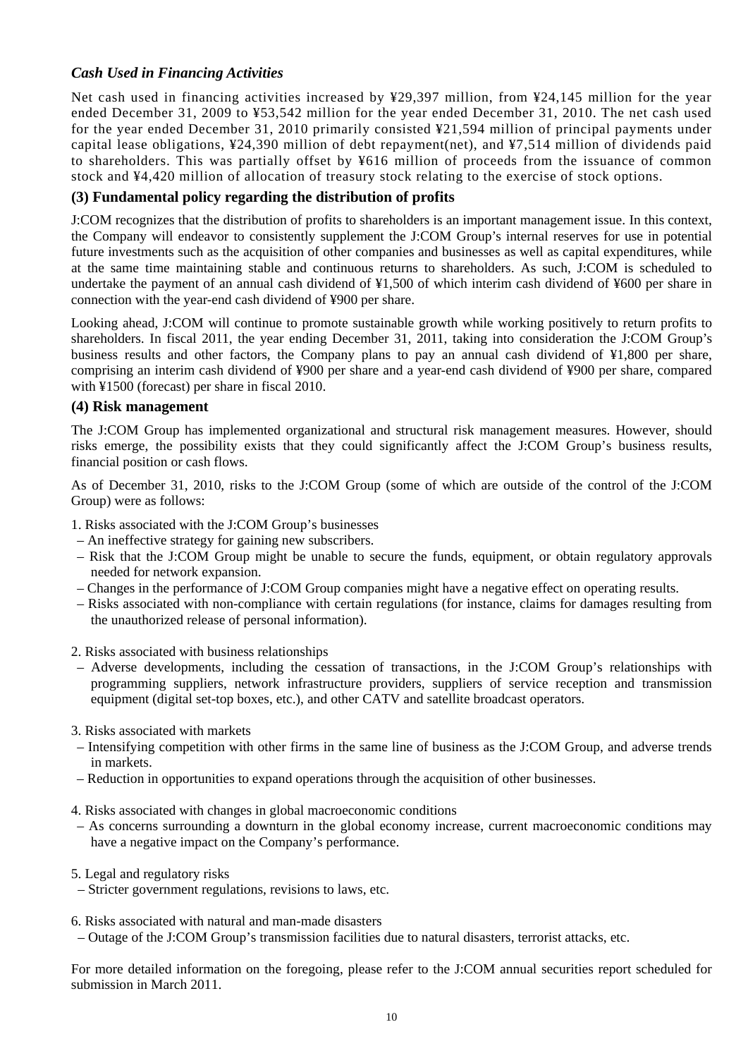### *Cash Used in Financing Activities*

Net cash used in financing activities increased by ¥29,397 million, from ¥24,145 million for the year ended December 31, 2009 to ¥53,542 million for the year ended December 31, 2010. The net cash used for the year ended December 31, 2010 primarily consisted ¥21,594 million of principal payments under capital lease obligations, ¥24,390 million of debt repayment(net), and ¥7,514 million of dividends paid to shareholders. This was partially offset by ¥616 million of proceeds from the issuance of common stock and ¥4,420 million of allocation of treasury stock relating to the exercise of stock options.

### (3) Fundamental policy regarding the distribution of profits

J:COM recognizes that the distribution of profits to shareholders is an important management issue. In this context, the Company will endeavor to consistently supplement the J:COM Group's internal reserves for use in potential future investments such as the acquisition of other companies and businesses as well as capital expenditures, while at the same time maintaining stable and continuous returns to shareholders. As such, J:COM is scheduled to undertake the payment of an annual cash dividend of ¥1,500 of which interim cash dividend of ¥600 per share in connection with the year-end cash dividend of ¥900 per share.

Looking ahead, J:COM will continue to promote sustainable growth while working positively to return profits to shareholders. In fiscal 2011, the year ending December 31, 2011, taking into consideration the J:COM Group's business results and other factors, the Company plans to pay an annual cash dividend of ¥1,800 per share, comprising an interim cash dividend of ¥900 per share and a year-end cash dividend of ¥900 per share, compared with ¥1500 (forecast) per share in fiscal 2010.

### (4) Risk management

The J:COM Group has implemented organizational and structural risk management measures. However, should risks emerge, the possibility exists that they could significantly affect the J:COM Group's business results, financial position or cash flows.

As of December 31, 2010, risks to the J:COM Group (some of which are outside of the control of the J:COM Group) were as follows:

1. Risks associated with the J:COM Group's businesses
   – An ineffective strategy for gaining new subscribers.
   – Risk that the J:COM Group might be unable to secure the funds, equipment, or obtain regulatory approvals needed for network expansion.
   – Changes in the performance of J:COM Group companies might have a negative effect on operating results.
   – Risks associated with non-compliance with certain regulations (for instance, claims for damages resulting from the unauthorized release of personal information).

2. Risks associated with business relationships
   – Adverse developments, including the cessation of transactions, in the J:COM Group's relationships with programming suppliers, network infrastructure providers, suppliers of service reception and transmission equipment (digital set-top boxes, etc.), and other CATV and satellite broadcast operators.

3. Risks associated with markets
   – Intensifying competition with other firms in the same line of business as the J:COM Group, and adverse trends in markets.
   – Reduction in opportunities to expand operations through the acquisition of other businesses.

4. Risks associated with changes in global macroeconomic conditions
   – As concerns surrounding a downturn in the global economy increase, current macroeconomic conditions may have a negative impact on the Company's performance.

5. Legal and regulatory risks
   – Stricter government regulations, revisions to laws, etc.

6. Risks associated with natural and man-made disasters
   – Outage of the J:COM Group's transmission facilities due to natural disasters, terrorist attacks, etc.

For more detailed information on the foregoing, please refer to the J:COM annual securities report scheduled for submission in March 2011.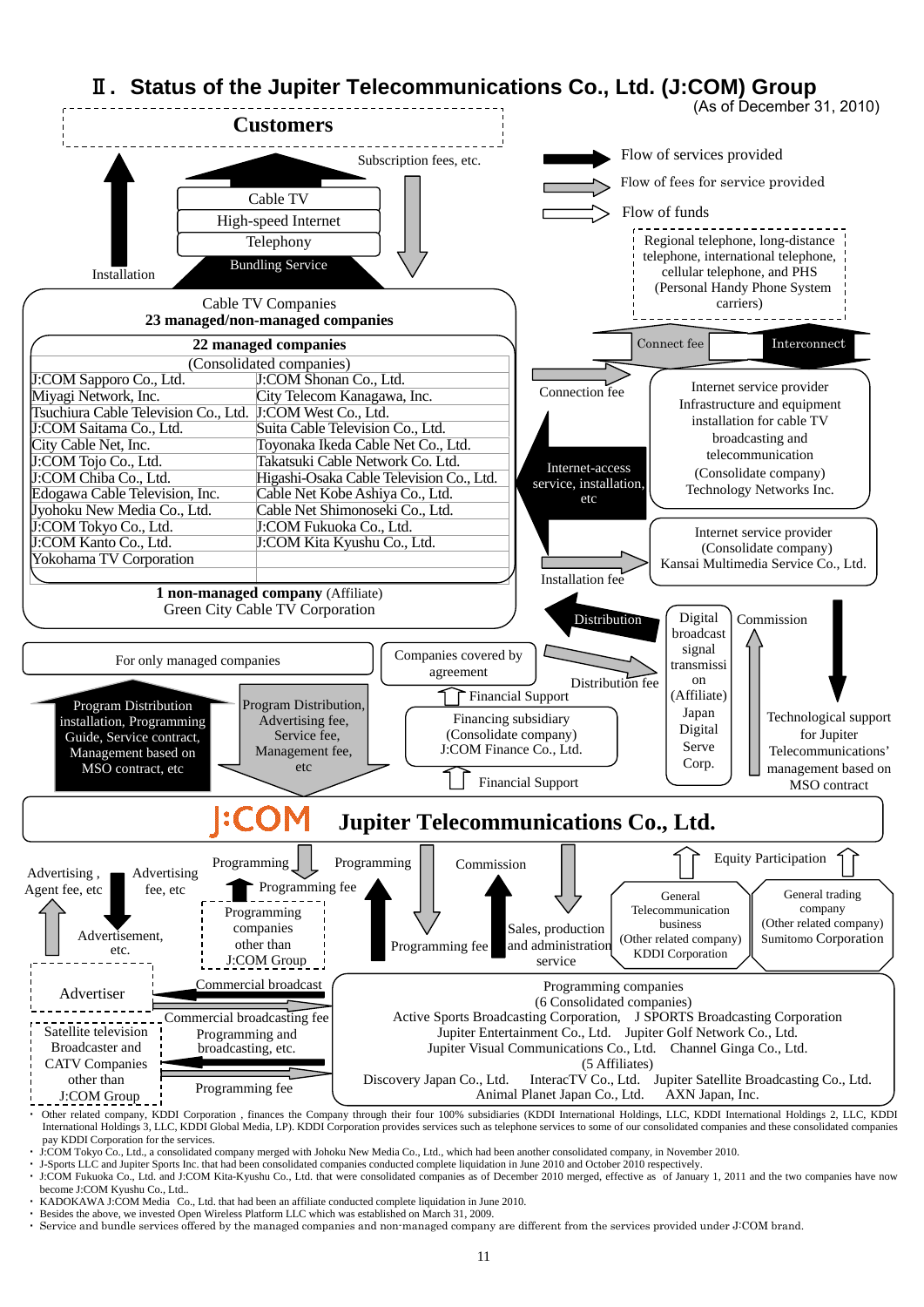# Ⅱ. Status of the Jupiter Telecommunications Co., Ltd. (J:COM) Group

(As of December 31, 2010)

**Customers**

Subscription fees, etc.

- Cable TV
- High-speed Internet
- Telephony
- Bundling Service

Installation

Legend:
- Flow of services provided
- Flow of fees for service provided
- Flow of funds

Regional telephone, long-distance telephone, international telephone, cellular telephone, and PHS (Personal Handy Phone System carriers)

Connect fee / Interconnect

Cable TV Companies
**23 managed/non-managed companies**

**22 managed companies**
(Consolidated companies)

| | |
|---|---|
| J:COM Sapporo Co., Ltd. | J:COM Shonan Co., Ltd. |
| Miyagi Network, Inc. | City Telecom Kanagawa, Inc. |
| Tsuchiura Cable Television Co., Ltd. | J:COM West Co., Ltd. |
| J:COM Saitama Co., Ltd. | Suita Cable Television Co., Ltd. |
| City Cable Net, Inc. | Toyonaka Ikeda Cable Net Co., Ltd. |
| J:COM Tojo Co., Ltd. | Takatsuki Cable Network Co. Ltd. |
| J:COM Chiba Co., Ltd. | Higashi-Osaka Cable Television Co., Ltd. |
| Edogawa Cable Television, Inc. | Cable Net Kobe Ashiya Co., Ltd. |
| Jyohoku New Media Co., Ltd. | Cable Net Shimonoseki Co., Ltd. |
| J:COM Tokyo Co., Ltd. | J:COM Fukuoka Co., Ltd. |
| J:COM Kanto Co., Ltd. | J:COM Kita Kyushu Co., Ltd. |
| Yokohama TV Corporation | |

**1 non-managed company** (Affiliate)
Green City Cable TV Corporation

Connection fee

Internet-access service, installation, etc

Installation fee

Internet service provider
Infrastructure and equipment installation for cable TV broadcasting and telecommunication
(Consolidate company)
Technology Networks Inc.

Internet service provider
(Consolidate company)
Kansai Multimedia Service Co., Ltd.

Distribution / Distribution fee

Digital broadcast signal transmission (Affiliate) Japan Digital Serve Corp.

Commission

Technological support for Jupiter Telecommunications' management based on MSO contract

For only managed companies

Program Distribution installation, Programming Guide, Service contract, Management based on MSO contract, etc

Program Distribution, Advertising fee, Service fee, Management fee, etc

Companies covered by agreement

Financial Support

Financing subsidiary
(Consolidate company)
J:COM Finance Co., Ltd.

Financial Support

**J:COM — Jupiter Telecommunications Co., Ltd.**

Advertising, Agent fee, etc

Advertising fee, etc

Advertisement, etc.

Advertiser

Programming / Programming fee

Programming companies other than J:COM Group

Commercial broadcast

Commercial broadcasting fee

Programming and broadcasting, etc.

Programming fee

Satellite television Broadcaster and CATV Companies other than J:COM Group

Programming / Programming fee

Commission

Sales, production and administration service

Equity Participation

General Telecommunication business
(Other related company)
KDDI Corporation

General trading company
(Other related company)
Sumitomo Corporation

Programming companies
(6 Consolidated companies)
Active Sports Broadcasting Corporation, J SPORTS Broadcasting Corporation
Jupiter Entertainment Co., Ltd. Jupiter Golf Network Co., Ltd.
Jupiter Visual Communications Co., Ltd. Channel Ginga Co., Ltd.
(5 Affiliates)
Discovery Japan Co., Ltd. InteracTV Co., Ltd. Jupiter Satellite Broadcasting Co., Ltd.
Animal Planet Japan Co., Ltd. AXN Japan, Inc.

- Other related company, KDDI Corporation , finances the Company through their four 100% subsidiaries (KDDI International Holdings, LLC, KDDI International Holdings 2, LLC, KDDI International Holdings 3, LLC, KDDI Global Media, LP). KDDI Corporation provides services such as telephone services to some of our consolidated companies and these consolidated companies pay KDDI Corporation for the services.
- J:COM Tokyo Co., Ltd., a consolidated company merged with Johoku New Media Co., Ltd., which had been another consolidated company, in November 2010.
- J-Sports LLC and Jupiter Sports Inc. that had been consolidated companies conducted complete liquidation in June 2010 and October 2010 respectively.
- J:COM Fukuoka Co., Ltd. and J:COM Kita-Kyushu Co., Ltd. that were consolidated companies as of December 2010 merged, effective as of January 1, 2011 and the two companies have now become J:COM Kyushu Co., Ltd..
- KADOKAWA J:COM Media Co., Ltd. that had been an affiliate conducted complete liquidation in June 2010.
- Besides the above, we invested Open Wireless Platform LLC which was established on March 31, 2009.
- Service and bundle services offered by the managed companies and non-managed company are different from the services provided under J:COM brand.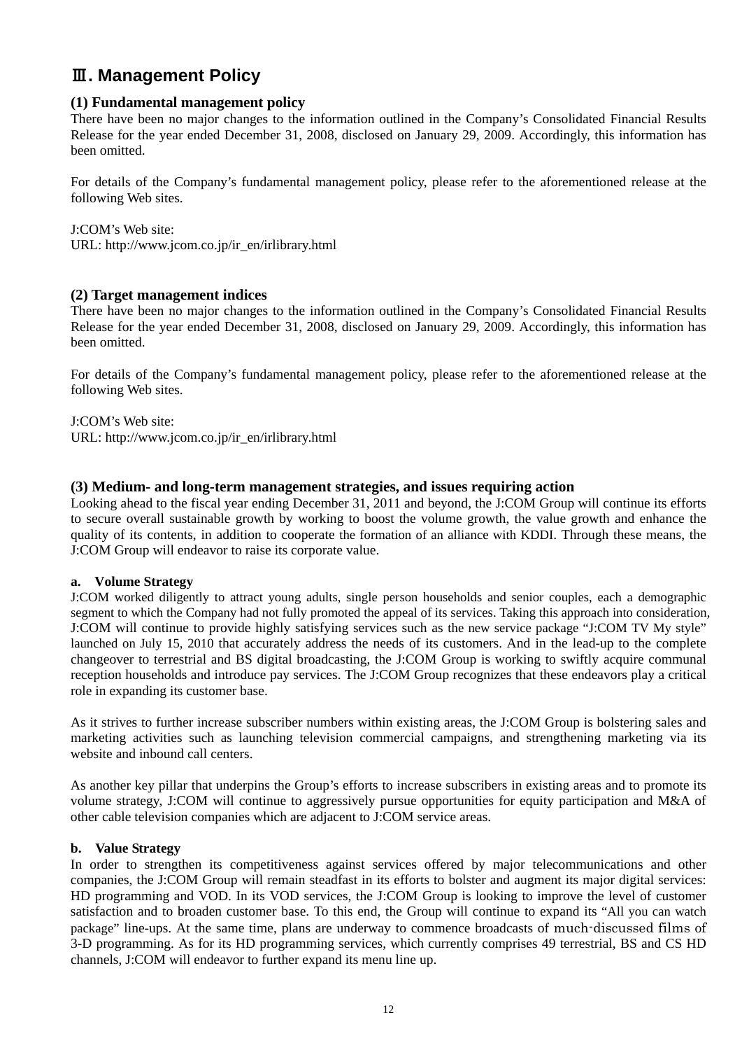# Ⅲ. Management Policy

## (1) Fundamental management policy

There have been no major changes to the information outlined in the Company's Consolidated Financial Results Release for the year ended December 31, 2008, disclosed on January 29, 2009. Accordingly, this information has been omitted.

For details of the Company's fundamental management policy, please refer to the aforementioned release at the following Web sites.

J:COM's Web site:
URL: http://www.jcom.co.jp/ir_en/irlibrary.html

## (2) Target management indices

There have been no major changes to the information outlined in the Company's Consolidated Financial Results Release for the year ended December 31, 2008, disclosed on January 29, 2009. Accordingly, this information has been omitted.

For details of the Company's fundamental management policy, please refer to the aforementioned release at the following Web sites.

J:COM's Web site:
URL: http://www.jcom.co.jp/ir_en/irlibrary.html

## (3) Medium- and long-term management strategies, and issues requiring action

Looking ahead to the fiscal year ending December 31, 2011 and beyond, the J:COM Group will continue its efforts to secure overall sustainable growth by working to boost the volume growth, the value growth and enhance the quality of its contents, in addition to cooperate the formation of an alliance with KDDI. Through these means, the J:COM Group will endeavor to raise its corporate value.

### a. Volume Strategy

J:COM worked diligently to attract young adults, single person households and senior couples, each a demographic segment to which the Company had not fully promoted the appeal of its services. Taking this approach into consideration, J:COM will continue to provide highly satisfying services such as the new service package "J:COM TV My style" launched on July 15, 2010 that accurately address the needs of its customers. And in the lead-up to the complete changeover to terrestrial and BS digital broadcasting, the J:COM Group is working to swiftly acquire communal reception households and introduce pay services. The J:COM Group recognizes that these endeavors play a critical role in expanding its customer base.

As it strives to further increase subscriber numbers within existing areas, the J:COM Group is bolstering sales and marketing activities such as launching television commercial campaigns, and strengthening marketing via its website and inbound call centers.

As another key pillar that underpins the Group's efforts to increase subscribers in existing areas and to promote its volume strategy, J:COM will continue to aggressively pursue opportunities for equity participation and M&A of other cable television companies which are adjacent to J:COM service areas.

### b. Value Strategy

In order to strengthen its competitiveness against services offered by major telecommunications and other companies, the J:COM Group will remain steadfast in its efforts to bolster and augment its major digital services: HD programming and VOD. In its VOD services, the J:COM Group is looking to improve the level of customer satisfaction and to broaden customer base. To this end, the Group will continue to expand its "All you can watch package" line-ups. At the same time, plans are underway to commence broadcasts of much-discussed films of 3-D programming. As for its HD programming services, which currently comprises 49 terrestrial, BS and CS HD channels, J:COM will endeavor to further expand its menu line up.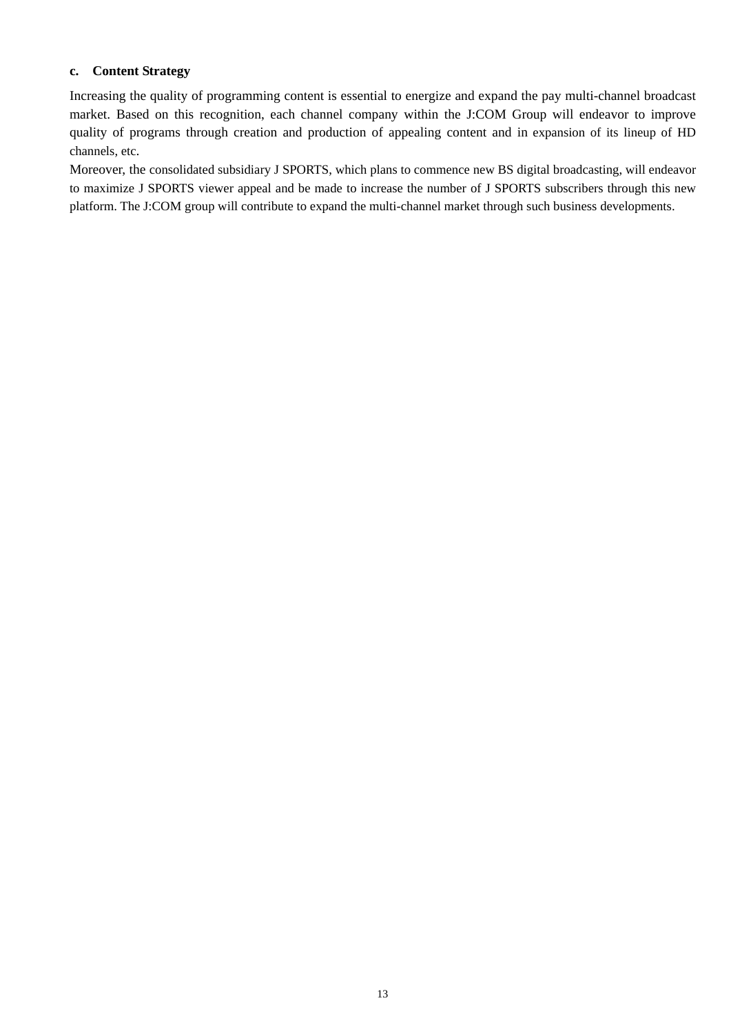**c. Content Strategy**

Increasing the quality of programming content is essential to energize and expand the pay multi-channel broadcast market. Based on this recognition, each channel company within the J:COM Group will endeavor to improve quality of programs through creation and production of appealing content and in expansion of its lineup of HD channels, etc.
Moreover, the consolidated subsidiary J SPORTS, which plans to commence new BS digital broadcasting, will endeavor to maximize J SPORTS viewer appeal and be made to increase the number of J SPORTS subscribers through this new platform. The J:COM group will contribute to expand the multi-channel market through such business developments.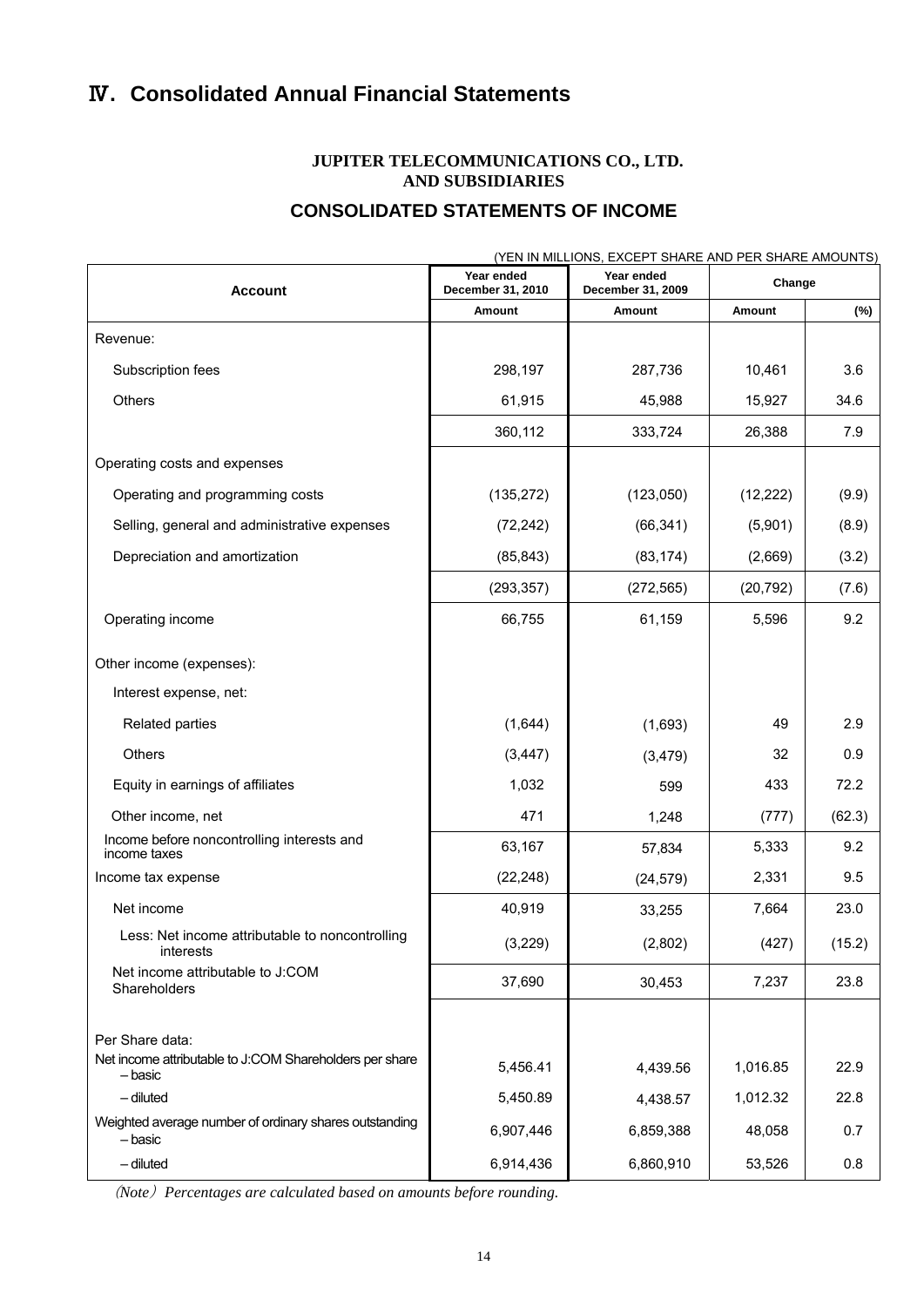# Ⅳ. Consolidated Annual Financial Statements

**JUPITER TELECOMMUNICATIONS CO., LTD.**
**AND SUBSIDIARIES**

## CONSOLIDATED STATEMENTS OF INCOME

(YEN IN MILLIONS, EXCEPT SHARE AND PER SHARE AMOUNTS)

| Account | Year ended December 31, 2010 | Year ended December 31, 2009 | Change | |
|---|---|---|---|---|
| | Amount | Amount | Amount | (%) |
| Revenue: | | | | |
| Subscription fees | 298,197 | 287,736 | 10,461 | 3.6 |
| Others | 61,915 | 45,988 | 15,927 | 34.6 |
| | 360,112 | 333,724 | 26,388 | 7.9 |
| Operating costs and expenses | | | | |
| Operating and programming costs | (135,272) | (123,050) | (12,222) | (9.9) |
| Selling, general and administrative expenses | (72,242) | (66,341) | (5,901) | (8.9) |
| Depreciation and amortization | (85,843) | (83,174) | (2,669) | (3.2) |
| | (293,357) | (272,565) | (20,792) | (7.6) |
| Operating income | 66,755 | 61,159 | 5,596 | 9.2 |
| Other income (expenses): | | | | |
| Interest expense, net: | | | | |
| Related parties | (1,644) | (1,693) | 49 | 2.9 |
| Others | (3,447) | (3,479) | 32 | 0.9 |
| Equity in earnings of affiliates | 1,032 | 599 | 433 | 72.2 |
| Other income, net | 471 | 1,248 | (777) | (62.3) |
| Income before noncontrolling interests and income taxes | 63,167 | 57,834 | 5,333 | 9.2 |
| Income tax expense | (22,248) | (24,579) | 2,331 | 9.5 |
| Net income | 40,919 | 33,255 | 7,664 | 23.0 |
| Less: Net income attributable to noncontrolling interests | (3,229) | (2,802) | (427) | (15.2) |
| Net income attributable to J:COM Shareholders | 37,690 | 30,453 | 7,237 | 23.8 |
| | | | | |
| Per Share data: | | | | |
| Net income attributable to J:COM Shareholders per share – basic | 5,456.41 | 4,439.56 | 1,016.85 | 22.9 |
| – diluted | 5,450.89 | 4,438.57 | 1,012.32 | 22.8 |
| Weighted average number of ordinary shares outstanding – basic | 6,907,446 | 6,859,388 | 48,058 | 0.7 |
| – diluted | 6,914,436 | 6,860,910 | 53,526 | 0.8 |

*(Note) Percentages are calculated based on amounts before rounding.*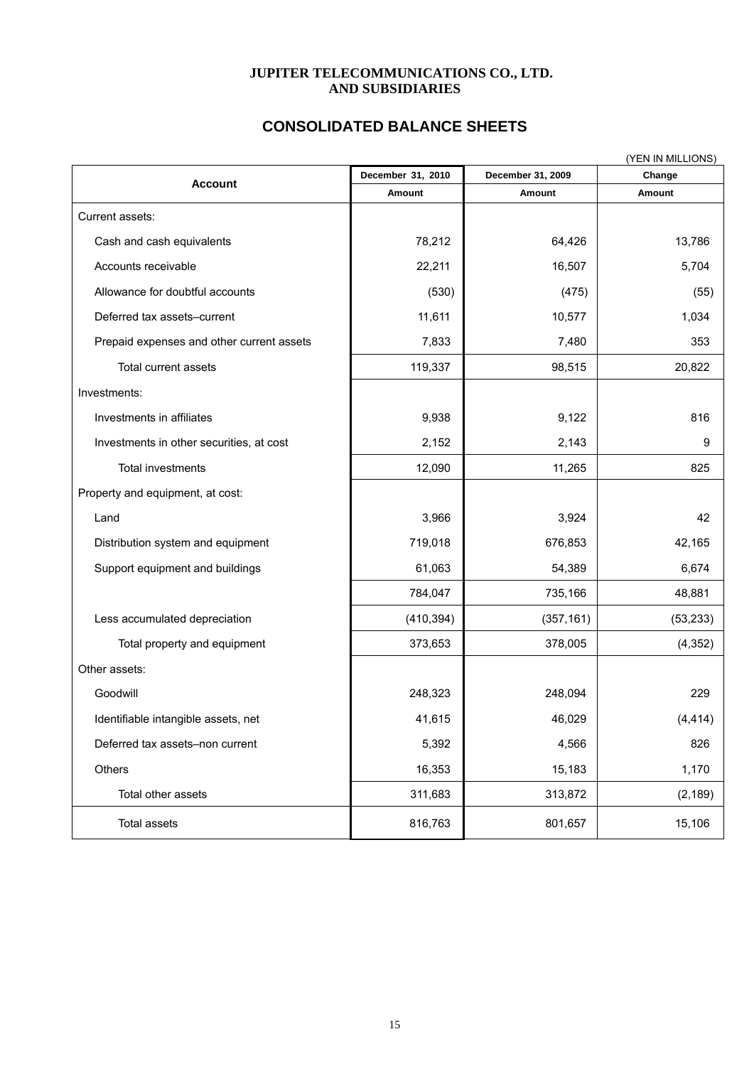**JUPITER TELECOMMUNICATIONS CO., LTD.**
**AND SUBSIDIARIES**

## CONSOLIDATED BALANCE SHEETS

(YEN IN MILLIONS)

| Account | December 31, 2010 | December 31, 2009 | Change |
|---|---|---|---|
| | Amount | Amount | Amount |
| Current assets: | | | |
| Cash and cash equivalents | 78,212 | 64,426 | 13,786 |
| Accounts receivable | 22,211 | 16,507 | 5,704 |
| Allowance for doubtful accounts | (530) | (475) | (55) |
| Deferred tax assets–current | 11,611 | 10,577 | 1,034 |
| Prepaid expenses and other current assets | 7,833 | 7,480 | 353 |
| Total current assets | 119,337 | 98,515 | 20,822 |
| Investments: | | | |
| Investments in affiliates | 9,938 | 9,122 | 816 |
| Investments in other securities, at cost | 2,152 | 2,143 | 9 |
| Total investments | 12,090 | 11,265 | 825 |
| Property and equipment, at cost: | | | |
| Land | 3,966 | 3,924 | 42 |
| Distribution system and equipment | 719,018 | 676,853 | 42,165 |
| Support equipment and buildings | 61,063 | 54,389 | 6,674 |
| | 784,047 | 735,166 | 48,881 |
| Less accumulated depreciation | (410,394) | (357,161) | (53,233) |
| Total property and equipment | 373,653 | 378,005 | (4,352) |
| Other assets: | | | |
| Goodwill | 248,323 | 248,094 | 229 |
| Identifiable intangible assets, net | 41,615 | 46,029 | (4,414) |
| Deferred tax assets–non current | 5,392 | 4,566 | 826 |
| Others | 16,353 | 15,183 | 1,170 |
| Total other assets | 311,683 | 313,872 | (2,189) |
| Total assets | 816,763 | 801,657 | 15,106 |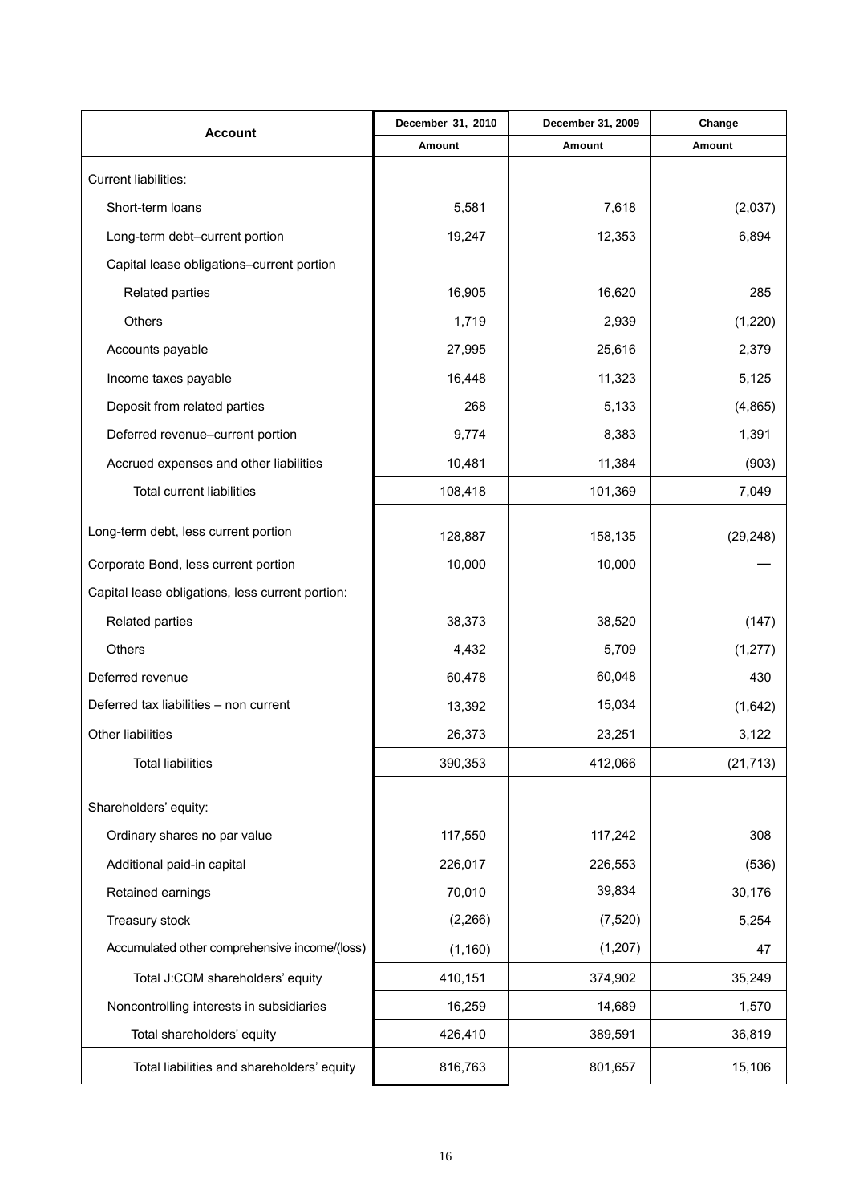| Account | December 31, 2010 | December 31, 2009 | Change |
|---|---|---|---|
| | Amount | Amount | Amount |
| Current liabilities: | | | |
| Short-term loans | 5,581 | 7,618 | (2,037) |
| Long-term debt–current portion | 19,247 | 12,353 | 6,894 |
| Capital lease obligations–current portion | | | |
| Related parties | 16,905 | 16,620 | 285 |
| Others | 1,719 | 2,939 | (1,220) |
| Accounts payable | 27,995 | 25,616 | 2,379 |
| Income taxes payable | 16,448 | 11,323 | 5,125 |
| Deposit from related parties | 268 | 5,133 | (4,865) |
| Deferred revenue–current portion | 9,774 | 8,383 | 1,391 |
| Accrued expenses and other liabilities | 10,481 | 11,384 | (903) |
| Total current liabilities | 108,418 | 101,369 | 7,049 |
| Long-term debt, less current portion | 128,887 | 158,135 | (29,248) |
| Corporate Bond, less current portion | 10,000 | 10,000 | — |
| Capital lease obligations, less current portion: | | | |
| Related parties | 38,373 | 38,520 | (147) |
| Others | 4,432 | 5,709 | (1,277) |
| Deferred revenue | 60,478 | 60,048 | 430 |
| Deferred tax liabilities – non current | 13,392 | 15,034 | (1,642) |
| Other liabilities | 26,373 | 23,251 | 3,122 |
| Total liabilities | 390,353 | 412,066 | (21,713) |
| Shareholders' equity: | | | |
| Ordinary shares no par value | 117,550 | 117,242 | 308 |
| Additional paid-in capital | 226,017 | 226,553 | (536) |
| Retained earnings | 70,010 | 39,834 | 30,176 |
| Treasury stock | (2,266) | (7,520) | 5,254 |
| Accumulated other comprehensive income/(loss) | (1,160) | (1,207) | 47 |
| Total J:COM shareholders' equity | 410,151 | 374,902 | 35,249 |
| Noncontrolling interests in subsidiaries | 16,259 | 14,689 | 1,570 |
| Total shareholders' equity | 426,410 | 389,591 | 36,819 |
| Total liabilities and shareholders' equity | 816,763 | 801,657 | 15,106 |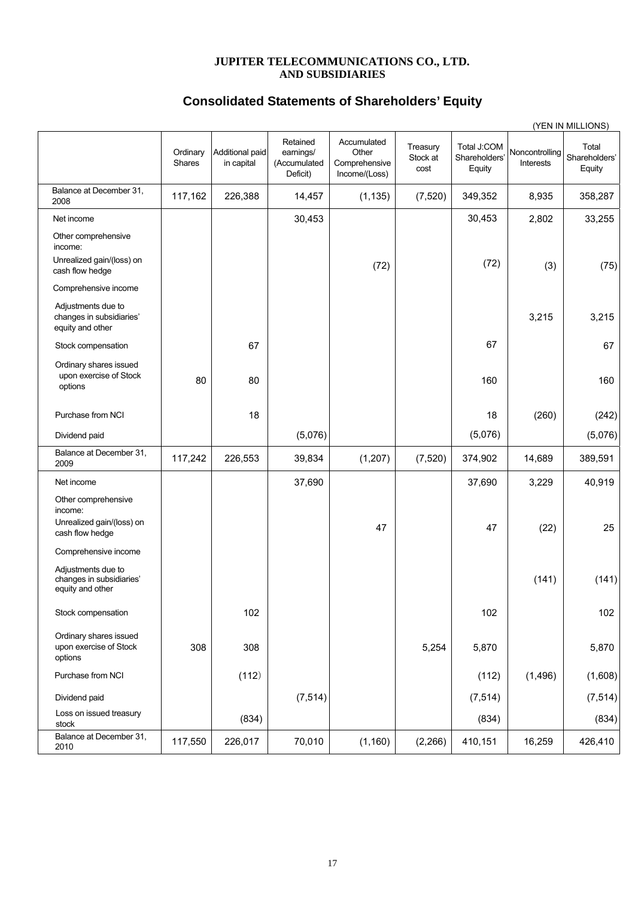**JUPITER TELECOMMUNICATIONS CO., LTD.
AND SUBSIDIARIES**

# Consolidated Statements of Shareholders' Equity

(YEN IN MILLIONS)

| | Ordinary Shares | Additional paid in capital | Retained earnings/ (Accumulated Deficit) | Accumulated Other Comprehensive Income/(Loss) | Treasury Stock at cost | Total J:COM Shareholders' Equity | Noncontrolling Interests | Total Shareholders' Equity |
|---|---|---|---|---|---|---|---|---|
| Balance at December 31, 2008 | 117,162 | 226,388 | 14,457 | (1,135) | (7,520) | 349,352 | 8,935 | 358,287 |
| Net income | | | 30,453 | | | 30,453 | 2,802 | 33,255 |
| Other comprehensive income: | | | | | | | | |
| Unrealized gain/(loss) on cash flow hedge | | | | (72) | | (72) | (3) | (75) |
| Comprehensive income | | | | | | | | |
| Adjustments due to changes in subsidiaries' equity and other | | | | | | | 3,215 | 3,215 |
| Stock compensation | | 67 | | | | 67 | | 67 |
| Ordinary shares issued upon exercise of Stock options | 80 | 80 | | | | 160 | | 160 |
| Purchase from NCI | | 18 | | | | 18 | (260) | (242) |
| Dividend paid | | | (5,076) | | | (5,076) | | (5,076) |
| Balance at December 31, 2009 | 117,242 | 226,553 | 39,834 | (1,207) | (7,520) | 374,902 | 14,689 | 389,591 |
| Net income | | | 37,690 | | | 37,690 | 3,229 | 40,919 |
| Other comprehensive income: | | | | | | | | |
| Unrealized gain/(loss) on cash flow hedge | | | | 47 | | 47 | (22) | 25 |
| Comprehensive income | | | | | | | | |
| Adjustments due to changes in subsidiaries' equity and other | | | | | | | (141) | (141) |
| Stock compensation | | 102 | | | | 102 | | 102 |
| Ordinary shares issued upon exercise of Stock options | 308 | 308 | | | 5,254 | 5,870 | | 5,870 |
| Purchase from NCI | | (112) | | | | (112) | (1,496) | (1,608) |
| Dividend paid | | | (7,514) | | | (7,514) | | (7,514) |
| Loss on issued treasury stock | | (834) | | | | (834) | | (834) |
| Balance at December 31, 2010 | 117,550 | 226,017 | 70,010 | (1,160) | (2,266) | 410,151 | 16,259 | 426,410 |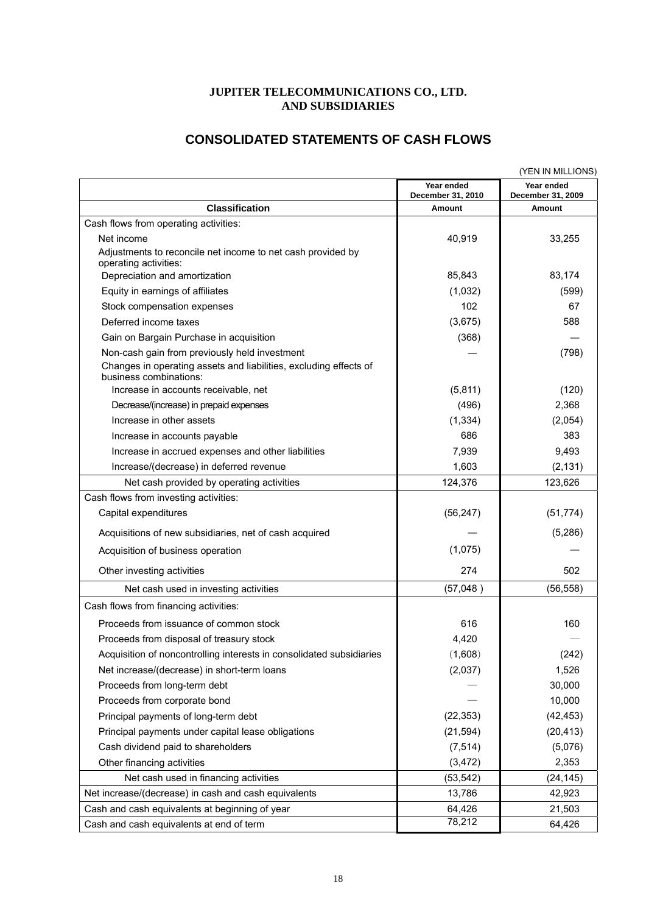**JUPITER TELECOMMUNICATIONS CO., LTD.**
**AND SUBSIDIARIES**

# CONSOLIDATED STATEMENTS OF CASH FLOWS

(YEN IN MILLIONS)

| Classification | Year ended December 31, 2010<br>Amount | Year ended December 31, 2009<br>Amount |
|---|---|---|
| Cash flows from operating activities: | | |
| Net income | 40,919 | 33,255 |
| Adjustments to reconcile net income to net cash provided by operating activities: | | |
| Depreciation and amortization | 85,843 | 83,174 |
| Equity in earnings of affiliates | (1,032) | (599) |
| Stock compensation expenses | 102 | 67 |
| Deferred income taxes | (3,675) | 588 |
| Gain on Bargain Purchase in acquisition | (368) | — |
| Non-cash gain from previously held investment | — | (798) |
| Changes in operating assets and liabilities, excluding effects of business combinations: | | |
| Increase in accounts receivable, net | (5,811) | (120) |
| Decrease/(increase) in prepaid expenses | (496) | 2,368 |
| Increase in other assets | (1,334) | (2,054) |
| Increase in accounts payable | 686 | 383 |
| Increase in accrued expenses and other liabilities | 7,939 | 9,493 |
| Increase/(decrease) in deferred revenue | 1,603 | (2,131) |
| Net cash provided by operating activities | 124,376 | 123,626 |
| Cash flows from investing activities: | | |
| Capital expenditures | (56,247) | (51,774) |
| Acquisitions of new subsidiaries, net of cash acquired | — | (5,286) |
| Acquisition of business operation | (1,075) | — |
| Other investing activities | 274 | 502 |
| Net cash used in investing activities | (57,048) | (56,558) |
| Cash flows from financing activities: | | |
| Proceeds from issuance of common stock | 616 | 160 |
| Proceeds from disposal of treasury stock | 4,420 | — |
| Acquisition of noncontrolling interests in consolidated subsidiaries | (1,608) | (242) |
| Net increase/(decrease) in short-term loans | (2,037) | 1,526 |
| Proceeds from long-term debt | — | 30,000 |
| Proceeds from corporate bond | — | 10,000 |
| Principal payments of long-term debt | (22,353) | (42,453) |
| Principal payments under capital lease obligations | (21,594) | (20,413) |
| Cash dividend paid to shareholders | (7,514) | (5,076) |
| Other financing activities | (3,472) | 2,353 |
| Net cash used in financing activities | (53,542) | (24,145) |
| Net increase/(decrease) in cash and cash equivalents | 13,786 | 42,923 |
| Cash and cash equivalents at beginning of year | 64,426 | 21,503 |
| Cash and cash equivalents at end of term | 78,212 | 64,426 |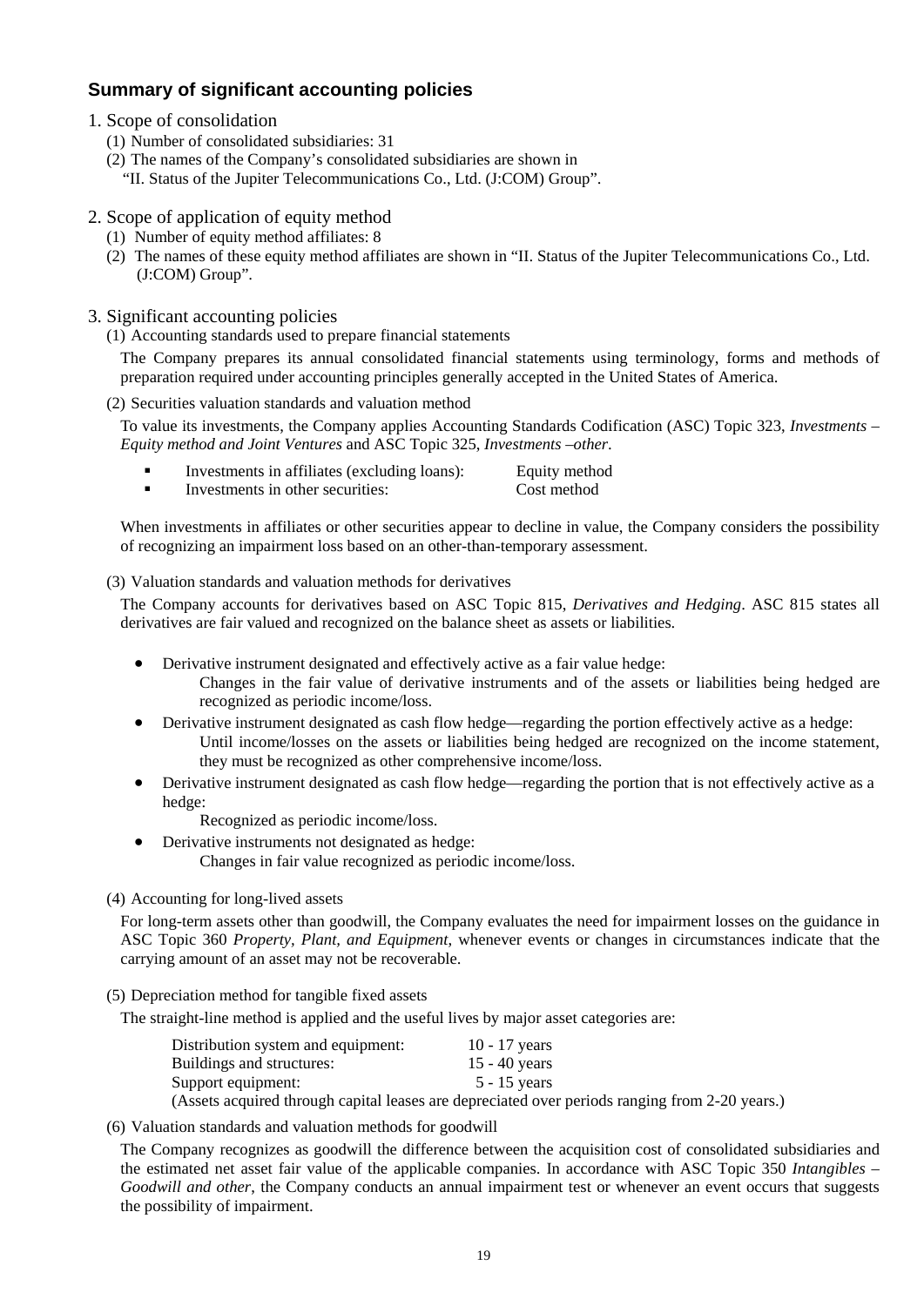## Summary of significant accounting policies

1. Scope of consolidation
   (1) Number of consolidated subsidiaries: 31
   (2) The names of the Company's consolidated subsidiaries are shown in "II. Status of the Jupiter Telecommunications Co., Ltd. (J:COM) Group".

2. Scope of application of equity method
   (1) Number of equity method affiliates: 8
   (2) The names of these equity method affiliates are shown in "II. Status of the Jupiter Telecommunications Co., Ltd. (J:COM) Group".

3. Significant accounting policies

(1) Accounting standards used to prepare financial statements

The Company prepares its annual consolidated financial statements using terminology, forms and methods of preparation required under accounting principles generally accepted in the United States of America.

(2) Securities valuation standards and valuation method

To value its investments, the Company applies Accounting Standards Codification (ASC) Topic 323, *Investments – Equity method and Joint Ventures* and ASC Topic 325, *Investments –other*.

- Investments in affiliates (excluding loans): Equity method
- Investments in other securities: Cost method

When investments in affiliates or other securities appear to decline in value, the Company considers the possibility of recognizing an impairment loss based on an other-than-temporary assessment.

(3) Valuation standards and valuation methods for derivatives

The Company accounts for derivatives based on ASC Topic 815, *Derivatives and Hedging*. ASC 815 states all derivatives are fair valued and recognized on the balance sheet as assets or liabilities.

- Derivative instrument designated and effectively active as a fair value hedge:
  Changes in the fair value of derivative instruments and of the assets or liabilities being hedged are recognized as periodic income/loss.
- Derivative instrument designated as cash flow hedge—regarding the portion effectively active as a hedge:
  Until income/losses on the assets or liabilities being hedged are recognized on the income statement, they must be recognized as other comprehensive income/loss.
- Derivative instrument designated as cash flow hedge—regarding the portion that is not effectively active as a hedge:
  Recognized as periodic income/loss.
- Derivative instruments not designated as hedge:
  Changes in fair value recognized as periodic income/loss.

(4) Accounting for long-lived assets

For long-term assets other than goodwill, the Company evaluates the need for impairment losses on the guidance in ASC Topic 360 *Property, Plant, and Equipment*, whenever events or changes in circumstances indicate that the carrying amount of an asset may not be recoverable.

(5) Depreciation method for tangible fixed assets

The straight-line method is applied and the useful lives by major asset categories are:

| | |
|---|---|
| Distribution system and equipment: | 10 - 17 years |
| Buildings and structures: | 15 - 40 years |
| Support equipment: | 5 - 15 years |

(Assets acquired through capital leases are depreciated over periods ranging from 2-20 years.)

(6) Valuation standards and valuation methods for goodwill

The Company recognizes as goodwill the difference between the acquisition cost of consolidated subsidiaries and the estimated net asset fair value of the applicable companies. In accordance with ASC Topic 350 *Intangibles – Goodwill and other*, the Company conducts an annual impairment test or whenever an event occurs that suggests the possibility of impairment.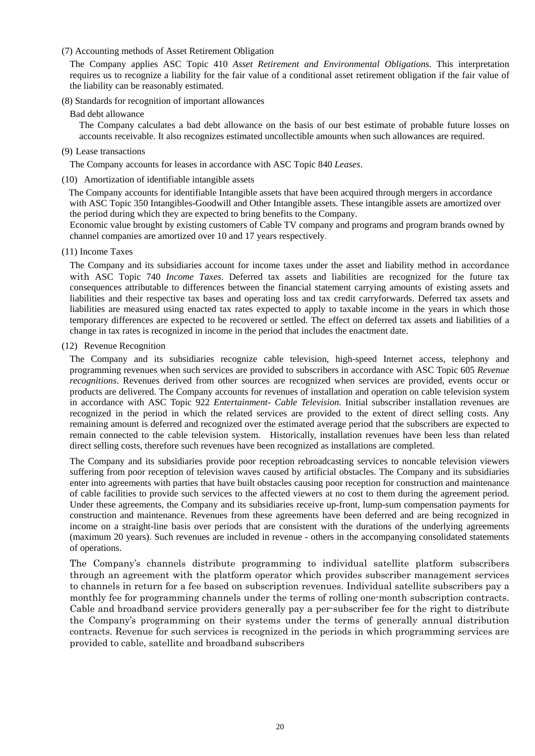(7) Accounting methods of Asset Retirement Obligation

The Company applies ASC Topic 410 *Asset Retirement and Environmental Obligations*. This interpretation requires us to recognize a liability for the fair value of a conditional asset retirement obligation if the fair value of the liability can be reasonably estimated.

(8) Standards for recognition of important allowances

Bad debt allowance

The Company calculates a bad debt allowance on the basis of our best estimate of probable future losses on accounts receivable. It also recognizes estimated uncollectible amounts when such allowances are required.

(9) Lease transactions

The Company accounts for leases in accordance with ASC Topic 840 *Leases*.

(10) Amortization of identifiable intangible assets

The Company accounts for identifiable Intangible assets that have been acquired through mergers in accordance with ASC Topic 350 Intangibles-Goodwill and Other Intangible assets. These intangible assets are amortized over the period during which they are expected to bring benefits to the Company.

Economic value brought by existing customers of Cable TV company and programs and program brands owned by channel companies are amortized over 10 and 17 years respectively.

(11) Income Taxes

The Company and its subsidiaries account for income taxes under the asset and liability method in accordance with ASC Topic 740 *Income Taxes*. Deferred tax assets and liabilities are recognized for the future tax consequences attributable to differences between the financial statement carrying amounts of existing assets and liabilities and their respective tax bases and operating loss and tax credit carryforwards. Deferred tax assets and liabilities are measured using enacted tax rates expected to apply to taxable income in the years in which those temporary differences are expected to be recovered or settled. The effect on deferred tax assets and liabilities of a change in tax rates is recognized in income in the period that includes the enactment date.

(12) Revenue Recognition

The Company and its subsidiaries recognize cable television, high-speed Internet access, telephony and programming revenues when such services are provided to subscribers in accordance with ASC Topic 605 *Revenue recognitions*. Revenues derived from other sources are recognized when services are provided, events occur or products are delivered. The Company accounts for revenues of installation and operation on cable television system in accordance with ASC Topic 922 *Entertainment- Cable Television*. Initial subscriber installation revenues are recognized in the period in which the related services are provided to the extent of direct selling costs. Any remaining amount is deferred and recognized over the estimated average period that the subscribers are expected to remain connected to the cable television system. Historically, installation revenues have been less than related direct selling costs, therefore such revenues have been recognized as installations are completed.

The Company and its subsidiaries provide poor reception rebroadcasting services to noncable television viewers suffering from poor reception of television waves caused by artificial obstacles. The Company and its subsidiaries enter into agreements with parties that have built obstacles causing poor reception for construction and maintenance of cable facilities to provide such services to the affected viewers at no cost to them during the agreement period. Under these agreements, the Company and its subsidiaries receive up-front, lump-sum compensation payments for construction and maintenance. Revenues from these agreements have been deferred and are being recognized in income on a straight-line basis over periods that are consistent with the durations of the underlying agreements (maximum 20 years). Such revenues are included in revenue - others in the accompanying consolidated statements of operations.

The Company's channels distribute programming to individual satellite platform subscribers through an agreement with the platform operator which provides subscriber management services to channels in return for a fee based on subscription revenues. Individual satellite subscribers pay a monthly fee for programming channels under the terms of rolling one-month subscription contracts. Cable and broadband service providers generally pay a per-subscriber fee for the right to distribute the Company's programming on their systems under the terms of generally annual distribution contracts. Revenue for such services is recognized in the periods in which programming services are provided to cable, satellite and broadband subscribers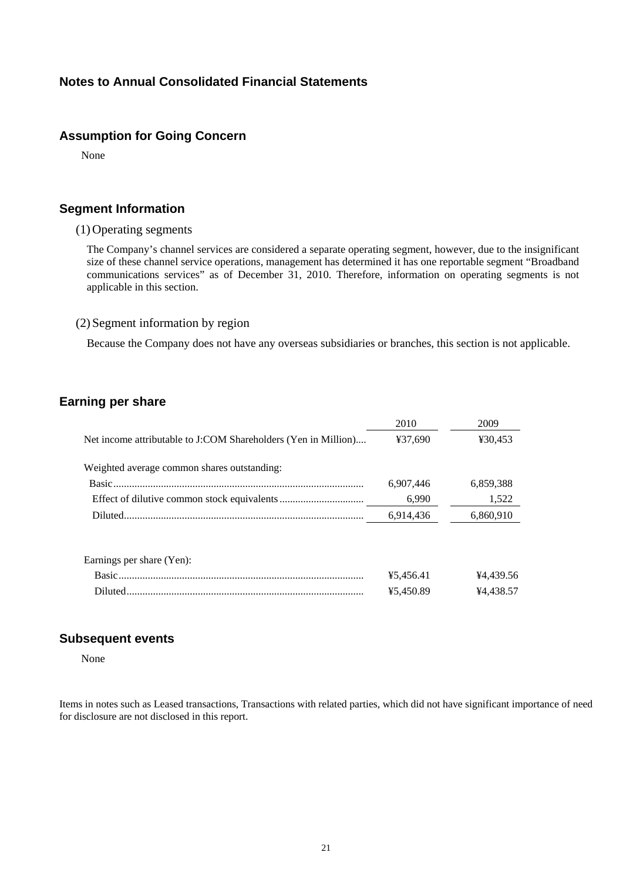## Notes to Annual Consolidated Financial Statements

### Assumption for Going Concern

None

### Segment Information

(1) Operating segments

The Company's channel services are considered a separate operating segment, however, due to the insignificant size of these channel service operations, management has determined it has one reportable segment "Broadband communications services" as of December 31, 2010. Therefore, information on operating segments is not applicable in this section.

(2) Segment information by region

Because the Company does not have any overseas subsidiaries or branches, this section is not applicable.

### Earning per share

| | 2010 | 2009 |
|---|---|---|
| Net income attributable to J:COM Shareholders (Yen in Million).... | ¥37,690 | ¥30,453 |
| Weighted average common shares outstanding: | | |
| Basic | 6,907,446 | 6,859,388 |
| Effect of dilutive common stock equivalents | 6,990 | 1,522 |
| Diluted | 6,914,436 | 6,860,910 |
| Earnings per share (Yen): | | |
| Basic | ¥5,456.41 | ¥4,439.56 |
| Diluted | ¥5,450.89 | ¥4,438.57 |

### Subsequent events

None

Items in notes such as Leased transactions, Transactions with related parties, which did not have significant importance of need for disclosure are not disclosed in this report.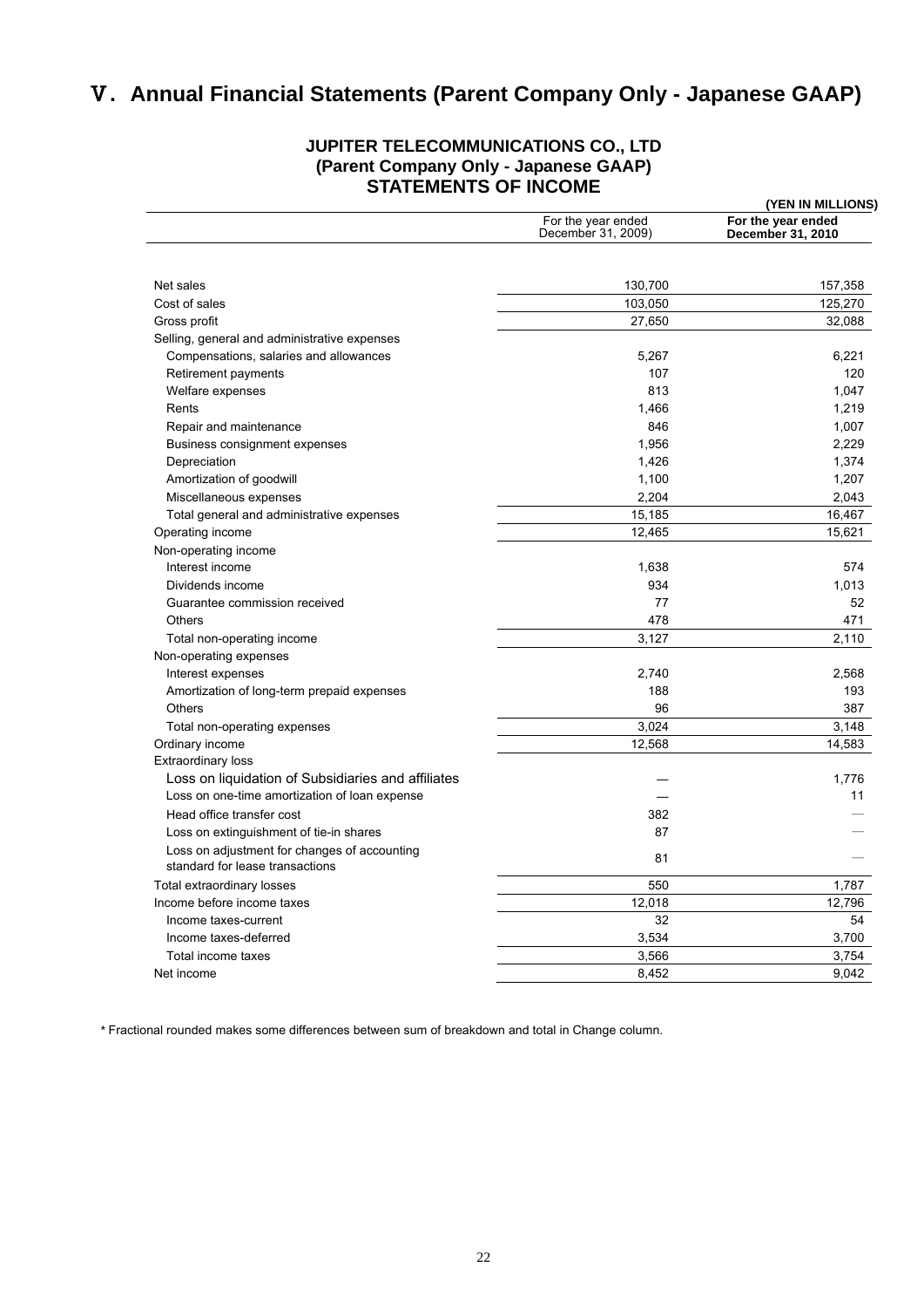# V. Annual Financial Statements (Parent Company Only - Japanese GAAP)

## JUPITER TELECOMMUNICATIONS CO., LTD
## (Parent Company Only - Japanese GAAP)
## STATEMENTS OF INCOME

**(YEN IN MILLIONS)**

| | For the year ended December 31, 2009) | **For the year ended December 31, 2010** |
|---|---|---|
| Net sales | 130,700 | 157,358 |
| Cost of sales | 103,050 | 125,270 |
| Gross profit | 27,650 | 32,088 |
| Selling, general and administrative expenses | | |
| Compensations, salaries and allowances | 5,267 | 6,221 |
| Retirement payments | 107 | 120 |
| Welfare expenses | 813 | 1,047 |
| Rents | 1,466 | 1,219 |
| Repair and maintenance | 846 | 1,007 |
| Business consignment expenses | 1,956 | 2,229 |
| Depreciation | 1,426 | 1,374 |
| Amortization of goodwill | 1,100 | 1,207 |
| Miscellaneous expenses | 2,204 | 2,043 |
| Total general and administrative expenses | 15,185 | 16,467 |
| Operating income | 12,465 | 15,621 |
| Non-operating income | | |
| Interest income | 1,638 | 574 |
| Dividends income | 934 | 1,013 |
| Guarantee commission received | 77 | 52 |
| Others | 478 | 471 |
| Total non-operating income | 3,127 | 2,110 |
| Non-operating expenses | | |
| Interest expenses | 2,740 | 2,568 |
| Amortization of long-term prepaid expenses | 188 | 193 |
| Others | 96 | 387 |
| Total non-operating expenses | 3,024 | 3,148 |
| Ordinary income | 12,568 | 14,583 |
| Extraordinary loss | | |
| Loss on liquidation of Subsidiaries and affiliates | — | 1,776 |
| Loss on one-time amortization of loan expense | — | 11 |
| Head office transfer cost | 382 | — |
| Loss on extinguishment of tie-in shares | 87 | — |
| Loss on adjustment for changes of accounting standard for lease transactions | 81 | — |
| Total extraordinary losses | 550 | 1,787 |
| Income before income taxes | 12,018 | 12,796 |
| Income taxes-current | 32 | 54 |
| Income taxes-deferred | 3,534 | 3,700 |
| Total income taxes | 3,566 | 3,754 |
| Net income | 8,452 | 9,042 |

* Fractional rounded makes some differences between sum of breakdown and total in Change column.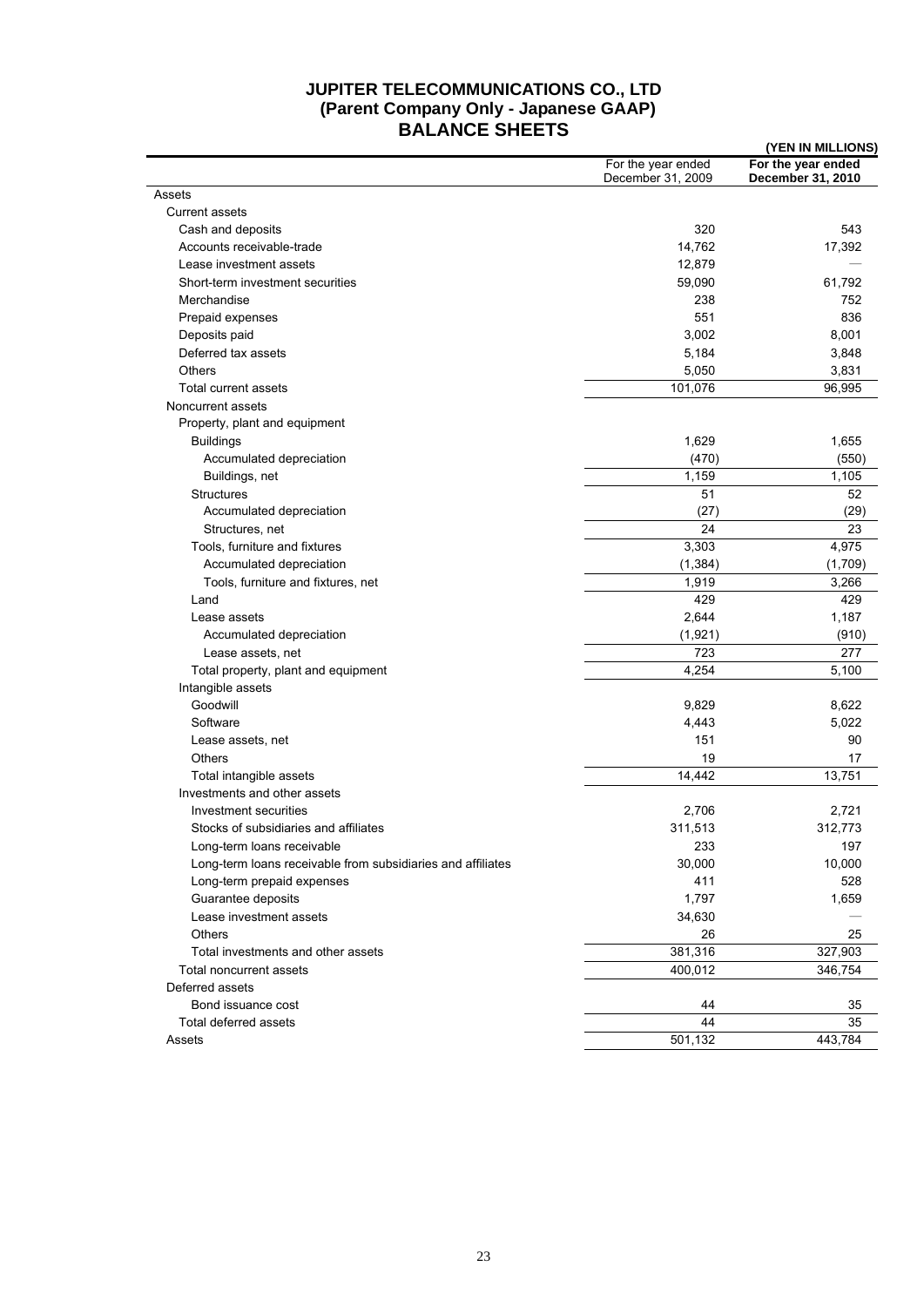# JUPITER TELECOMMUNICATIONS CO., LTD
## (Parent Company Only - Japanese GAAP)
## BALANCE SHEETS

**(YEN IN MILLIONS)**

| | For the year ended December 31, 2009 | **For the year ended December 31, 2010** |
|---|---|---|
| Assets | | |
| Current assets | | |
| Cash and deposits | 320 | 543 |
| Accounts receivable-trade | 14,762 | 17,392 |
| Lease investment assets | 12,879 | — |
| Short-term investment securities | 59,090 | 61,792 |
| Merchandise | 238 | 752 |
| Prepaid expenses | 551 | 836 |
| Deposits paid | 3,002 | 8,001 |
| Deferred tax assets | 5,184 | 3,848 |
| Others | 5,050 | 3,831 |
| Total current assets | 101,076 | 96,995 |
| Noncurrent assets | | |
| Property, plant and equipment | | |
| Buildings | 1,629 | 1,655 |
| Accumulated depreciation | (470) | (550) |
| Buildings, net | 1,159 | 1,105 |
| Structures | 51 | 52 |
| Accumulated depreciation | (27) | (29) |
| Structures, net | 24 | 23 |
| Tools, furniture and fixtures | 3,303 | 4,975 |
| Accumulated depreciation | (1,384) | (1,709) |
| Tools, furniture and fixtures, net | 1,919 | 3,266 |
| Land | 429 | 429 |
| Lease assets | 2,644 | 1,187 |
| Accumulated depreciation | (1,921) | (910) |
| Lease assets, net | 723 | 277 |
| Total property, plant and equipment | 4,254 | 5,100 |
| Intangible assets | | |
| Goodwill | 9,829 | 8,622 |
| Software | 4,443 | 5,022 |
| Lease assets, net | 151 | 90 |
| Others | 19 | 17 |
| Total intangible assets | 14,442 | 13,751 |
| Investments and other assets | | |
| Investment securities | 2,706 | 2,721 |
| Stocks of subsidiaries and affiliates | 311,513 | 312,773 |
| Long-term loans receivable | 233 | 197 |
| Long-term loans receivable from subsidiaries and affiliates | 30,000 | 10,000 |
| Long-term prepaid expenses | 411 | 528 |
| Guarantee deposits | 1,797 | 1,659 |
| Lease investment assets | 34,630 | — |
| Others | 26 | 25 |
| Total investments and other assets | 381,316 | 327,903 |
| Total noncurrent assets | 400,012 | 346,754 |
| Deferred assets | | |
| Bond issuance cost | 44 | 35 |
| Total deferred assets | 44 | 35 |
| Assets | 501,132 | 443,784 |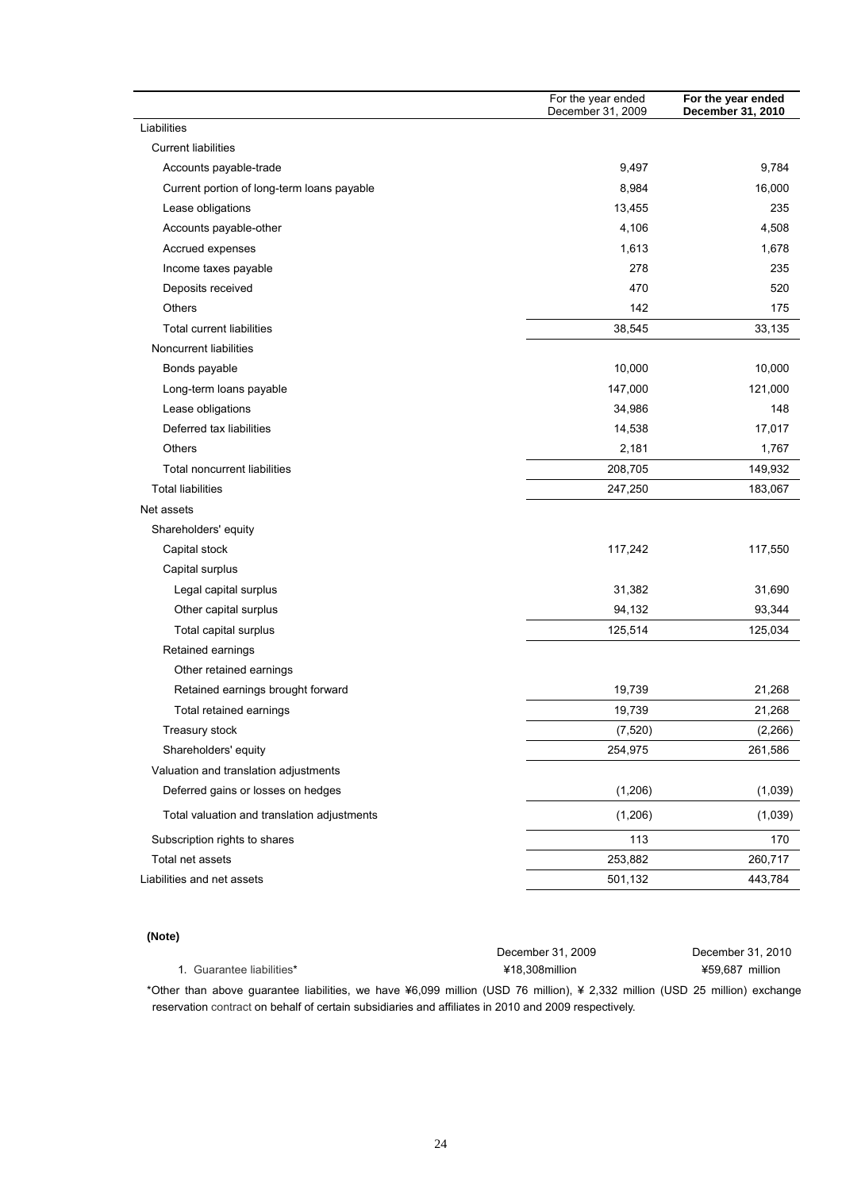| | For the year ended December 31, 2009 | **For the year ended December 31, 2010** |
|---|---|---|
| Liabilities | | |
| Current liabilities | | |
| Accounts payable-trade | 9,497 | 9,784 |
| Current portion of long-term loans payable | 8,984 | 16,000 |
| Lease obligations | 13,455 | 235 |
| Accounts payable-other | 4,106 | 4,508 |
| Accrued expenses | 1,613 | 1,678 |
| Income taxes payable | 278 | 235 |
| Deposits received | 470 | 520 |
| Others | 142 | 175 |
| Total current liabilities | 38,545 | 33,135 |
| Noncurrent liabilities | | |
| Bonds payable | 10,000 | 10,000 |
| Long-term loans payable | 147,000 | 121,000 |
| Lease obligations | 34,986 | 148 |
| Deferred tax liabilities | 14,538 | 17,017 |
| Others | 2,181 | 1,767 |
| Total noncurrent liabilities | 208,705 | 149,932 |
| Total liabilities | 247,250 | 183,067 |
| Net assets | | |
| Shareholders' equity | | |
| Capital stock | 117,242 | 117,550 |
| Capital surplus | | |
| Legal capital surplus | 31,382 | 31,690 |
| Other capital surplus | 94,132 | 93,344 |
| Total capital surplus | 125,514 | 125,034 |
| Retained earnings | | |
| Other retained earnings | | |
| Retained earnings brought forward | 19,739 | 21,268 |
| Total retained earnings | 19,739 | 21,268 |
| Treasury stock | (7,520) | (2,266) |
| Shareholders' equity | 254,975 | 261,586 |
| Valuation and translation adjustments | | |
| Deferred gains or losses on hedges | (1,206) | (1,039) |
| Total valuation and translation adjustments | (1,206) | (1,039) |
| Subscription rights to shares | 113 | 170 |
| Total net assets | 253,882 | 260,717 |
| Liabilities and net assets | 501,132 | 443,784 |

**(Note)**

| | December 31, 2009 | December 31, 2010 |
|---|---|---|
| 1. Guarantee liabilities* | ¥18,308million | ¥59,687 million |

*Other than above guarantee liabilities, we have ¥6,099 million (USD 76 million), ¥ 2,332 million (USD 25 million) exchange reservation contract on behalf of certain subsidiaries and affiliates in 2010 and 2009 respectively.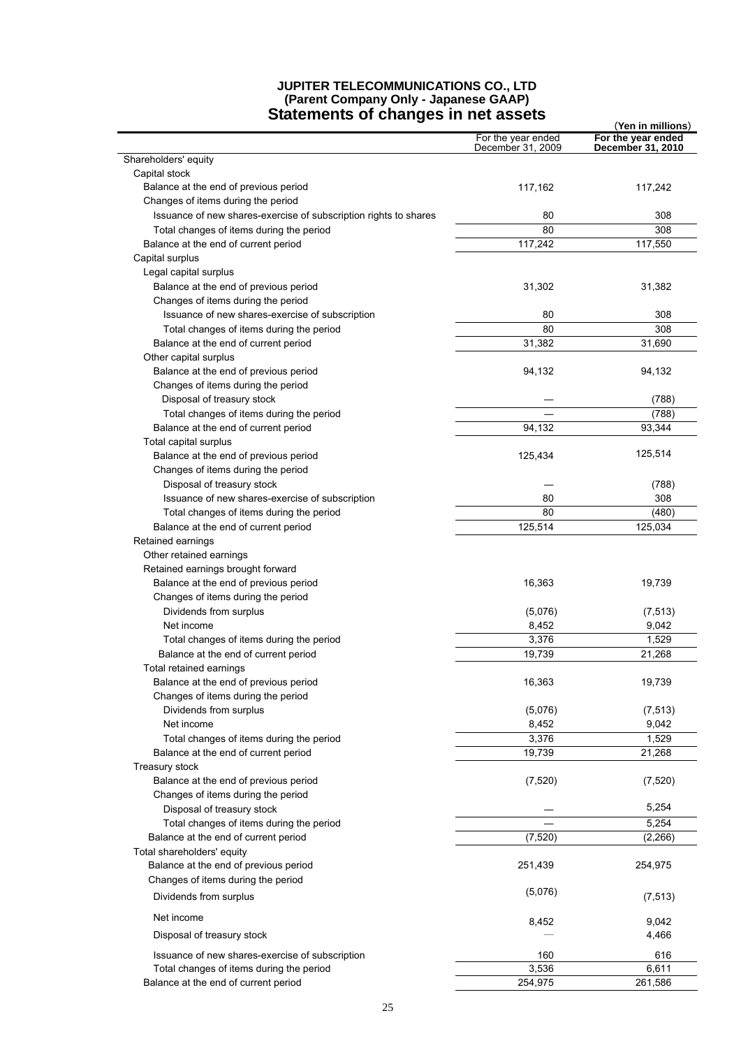**JUPITER TELECOMMUNICATIONS CO., LTD**
**(Parent Company Only - Japanese GAAP)**

# Statements of changes in net assets

(Yen in millions)

| | For the year ended December 31, 2009 | **For the year ended December 31, 2010** |
|---|---|---|
| Shareholders' equity | | |
| Capital stock | | |
| Balance at the end of previous period | 117,162 | 117,242 |
| Changes of items during the period | | |
| Issuance of new shares-exercise of subscription rights to shares | 80 | 308 |
| Total changes of items during the period | 80 | 308 |
| Balance at the end of current period | 117,242 | 117,550 |
| Capital surplus | | |
| Legal capital surplus | | |
| Balance at the end of previous period | 31,302 | 31,382 |
| Changes of items during the period | | |
| Issuance of new shares-exercise of subscription | 80 | 308 |
| Total changes of items during the period | 80 | 308 |
| Balance at the end of current period | 31,382 | 31,690 |
| Other capital surplus | | |
| Balance at the end of previous period | 94,132 | 94,132 |
| Changes of items during the period | | |
| Disposal of treasury stock | — | (788) |
| Total changes of items during the period | — | (788) |
| Balance at the end of current period | 94,132 | 93,344 |
| Total capital surplus | | |
| Balance at the end of previous period | 125,434 | 125,514 |
| Changes of items during the period | | |
| Disposal of treasury stock | — | (788) |
| Issuance of new shares-exercise of subscription | 80 | 308 |
| Total changes of items during the period | 80 | (480) |
| Balance at the end of current period | 125,514 | 125,034 |
| Retained earnings | | |
| Other retained earnings | | |
| Retained earnings brought forward | | |
| Balance at the end of previous period | 16,363 | 19,739 |
| Changes of items during the period | | |
| Dividends from surplus | (5,076) | (7,513) |
| Net income | 8,452 | 9,042 |
| Total changes of items during the period | 3,376 | 1,529 |
| Balance at the end of current period | 19,739 | 21,268 |
| Total retained earnings | | |
| Balance at the end of previous period | 16,363 | 19,739 |
| Changes of items during the period | | |
| Dividends from surplus | (5,076) | (7,513) |
| Net income | 8,452 | 9,042 |
| Total changes of items during the period | 3,376 | 1,529 |
| Balance at the end of current period | 19,739 | 21,268 |
| Treasury stock | | |
| Balance at the end of previous period | (7,520) | (7,520) |
| Changes of items during the period | | |
| Disposal of treasury stock | — | 5,254 |
| Total changes of items during the period | — | 5,254 |
| Balance at the end of current period | (7,520) | (2,266) |
| Total shareholders' equity | | |
| Balance at the end of previous period | 251,439 | 254,975 |
| Changes of items during the period | | |
| Dividends from surplus | (5,076) | (7,513) |
| Net income | 8,452 | 9,042 |
| Disposal of treasury stock | — | 4,466 |
| Issuance of new shares-exercise of subscription | 160 | 616 |
| Total changes of items during the period | 3,536 | 6,611 |
| Balance at the end of current period | 254,975 | 261,586 |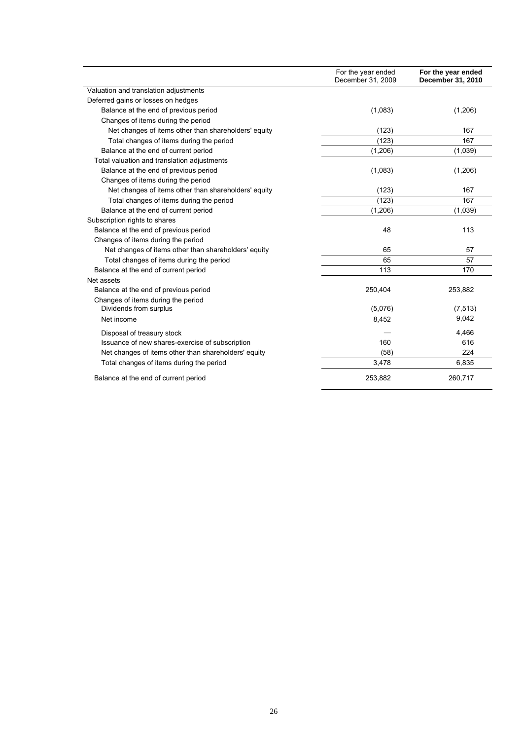| | For the year ended December 31, 2009 | **For the year ended December 31, 2010** |
|---|---|---|
| Valuation and translation adjustments | | |
| Deferred gains or losses on hedges | | |
| Balance at the end of previous period | (1,083) | (1,206) |
| Changes of items during the period | | |
| Net changes of items other than shareholders' equity | (123) | 167 |
| Total changes of items during the period | (123) | 167 |
| Balance at the end of current period | (1,206) | (1,039) |
| Total valuation and translation adjustments | | |
| Balance at the end of previous period | (1,083) | (1,206) |
| Changes of items during the period | | |
| Net changes of items other than shareholders' equity | (123) | 167 |
| Total changes of items during the period | (123) | 167 |
| Balance at the end of current period | (1,206) | (1,039) |
| Subscription rights to shares | | |
| Balance at the end of previous period | 48 | 113 |
| Changes of items during the period | | |
| Net changes of items other than shareholders' equity | 65 | 57 |
| Total changes of items during the period | 65 | 57 |
| Balance at the end of current period | 113 | 170 |
| Net assets | | |
| Balance at the end of previous period | 250,404 | 253,882 |
| Changes of items during the period | | |
| Dividends from surplus | (5,076) | (7,513) |
| Net income | 8,452 | 9,042 |
| Disposal of treasury stock | — | 4,466 |
| Issuance of new shares-exercise of subscription | 160 | 616 |
| Net changes of items other than shareholders' equity | (58) | 224 |
| Total changes of items during the period | 3,478 | 6,835 |
| Balance at the end of current period | 253,882 | 260,717 |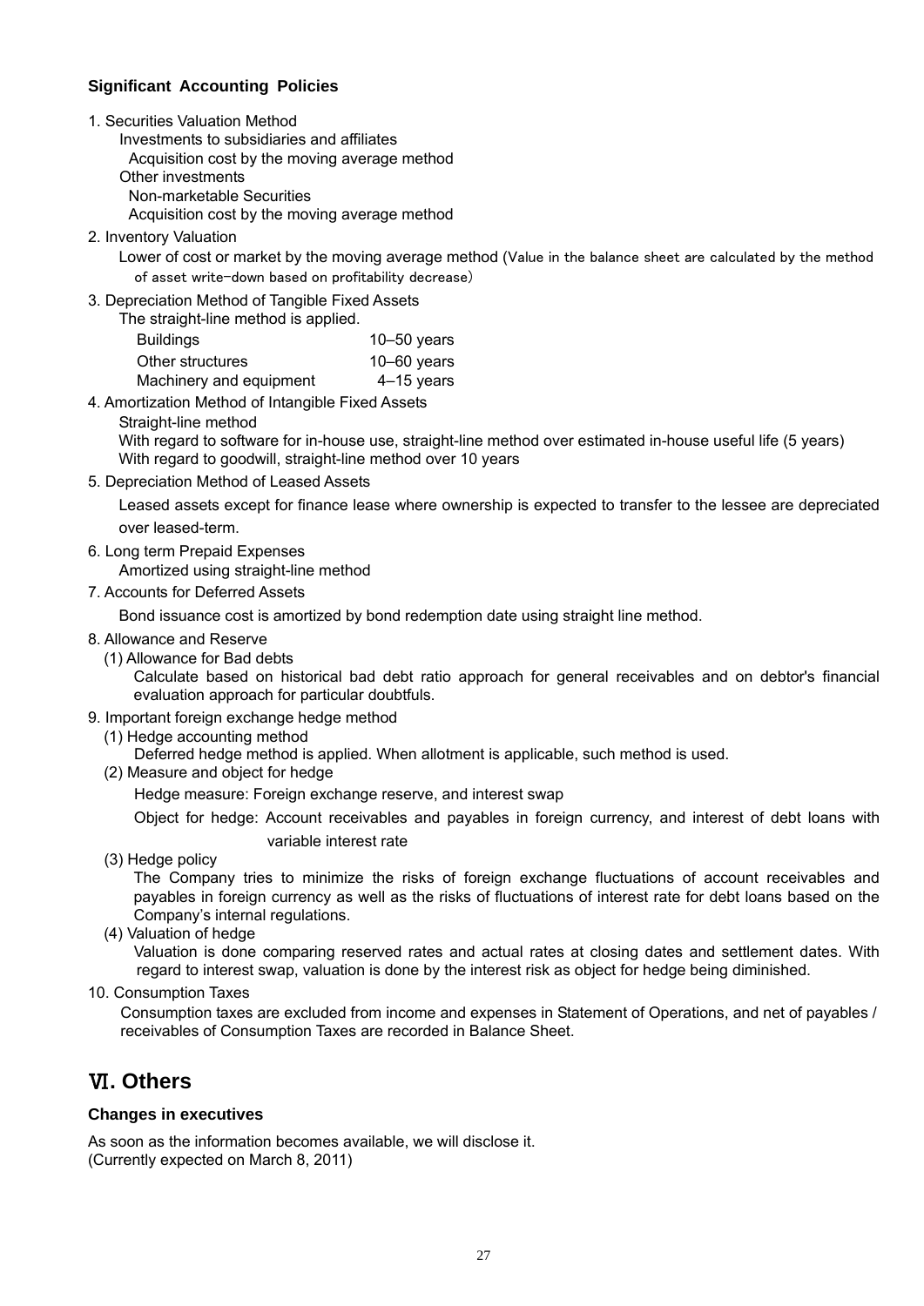### Significant Accounting Policies

1. Securities Valuation Method
   - Investments to subsidiaries and affiliates
     - Acquisition cost by the moving average method
   - Other investments
     - Non-marketable Securities
     - Acquisition cost by the moving average method
2. Inventory Valuation
   - Lower of cost or market by the moving average method (Value in the balance sheet are calculated by the method of asset write-down based on profitability decrease)
3. Depreciation Method of Tangible Fixed Assets
   - The straight-line method is applied.

| | |
|---|---|
| Buildings | 10–50 years |
| Other structures | 10–60 years |
| Machinery and equipment | 4–15 years |

4. Amortization Method of Intangible Fixed Assets
   - Straight-line method
   - With regard to software for in-house use, straight-line method over estimated in-house useful life (5 years)
   - With regard to goodwill, straight-line method over 10 years
5. Depreciation Method of Leased Assets
   - Leased assets except for finance lease where ownership is expected to transfer to the lessee are depreciated over leased-term.
6. Long term Prepaid Expenses
   - Amortized using straight-line method
7. Accounts for Deferred Assets
   - Bond issuance cost is amortized by bond redemption date using straight line method.
8. Allowance and Reserve
   - (1) Allowance for Bad debts
     - Calculate based on historical bad debt ratio approach for general receivables and on debtor's financial evaluation approach for particular doubtfuls.
9. Important foreign exchange hedge method
   - (1) Hedge accounting method
     - Deferred hedge method is applied. When allotment is applicable, such method is used.
   - (2) Measure and object for hedge
     - Hedge measure: Foreign exchange reserve, and interest swap
     - Object for hedge: Account receivables and payables in foreign currency, and interest of debt loans with variable interest rate
   - (3) Hedge policy
     - The Company tries to minimize the risks of foreign exchange fluctuations of account receivables and payables in foreign currency as well as the risks of fluctuations of interest rate for debt loans based on the Company's internal regulations.
   - (4) Valuation of hedge
     - Valuation is done comparing reserved rates and actual rates at closing dates and settlement dates. With regard to interest swap, valuation is done by the interest risk as object for hedge being diminished.
10. Consumption Taxes
    - Consumption taxes are excluded from income and expenses in Statement of Operations, and net of payables / receivables of Consumption Taxes are recorded in Balance Sheet.

## Ⅵ. Others

### Changes in executives

As soon as the information becomes available, we will disclose it.
(Currently expected on March 8, 2011)